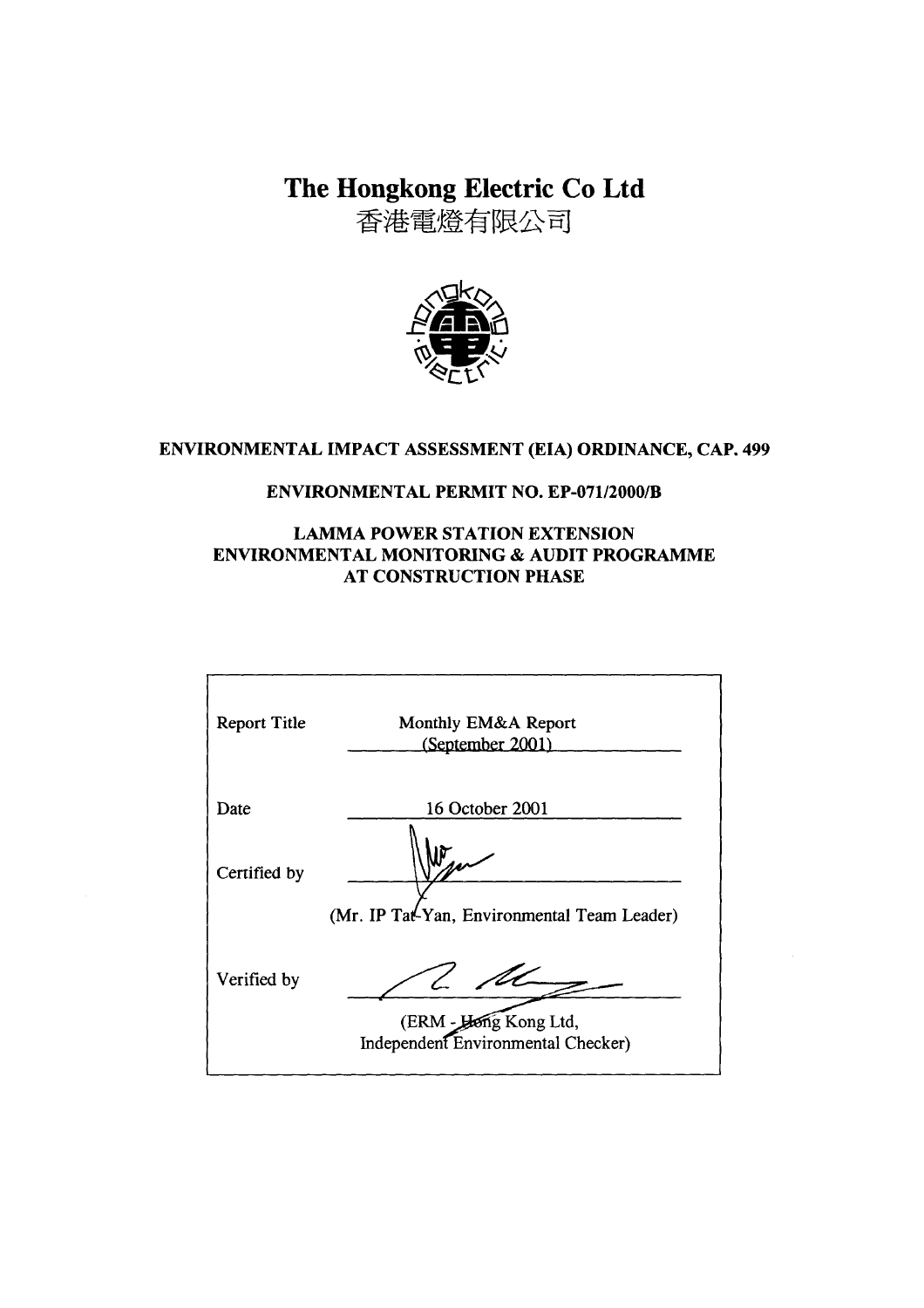# The Hongkong Electric Co Ltd

香港電燈有限公司

**ENVIRONMENTAL IMPACT ASSESSMENT (EIA) ORDINANCE, CAP. 499**

**ENVIRONMENTAL PERMIT NO. EP-071/2000/B**

**LAMMA POWER STATION EXTENSION**
**ENVIRONMENTAL MONITORING & AUDIT PROGRAMME**
**AT CONSTRUCTION PHASE**

| | |
|---|---|
| Report Title | Monthly EM&A Report (September 2001) |
| Date | 16 October 2001 |
| Certified by | (Mr. IP Tat-Yan, Environmental Team Leader) |
| Verified by | (ERM - Hong Kong Ltd, Independent Environmental Checker) |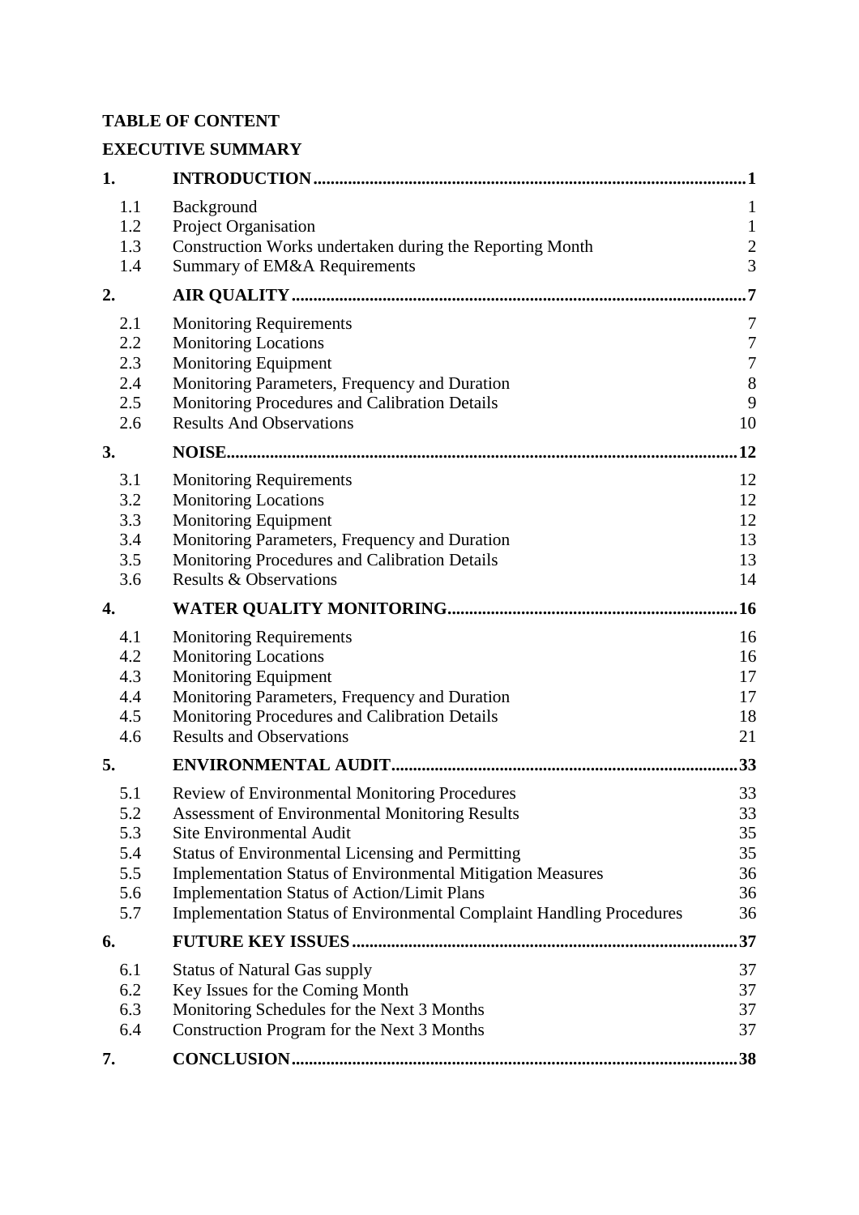**TABLE OF CONTENT**

**EXECUTIVE SUMMARY**

| | | |
|---|---|---|
| **1.** | **INTRODUCTION** | **1** |
| 1.1 | Background | 1 |
| 1.2 | Project Organisation | 1 |
| 1.3 | Construction Works undertaken during the Reporting Month | 2 |
| 1.4 | Summary of EM&A Requirements | 3 |
| **2.** | **AIR QUALITY** | **7** |
| 2.1 | Monitoring Requirements | 7 |
| 2.2 | Monitoring Locations | 7 |
| 2.3 | Monitoring Equipment | 7 |
| 2.4 | Monitoring Parameters, Frequency and Duration | 8 |
| 2.5 | Monitoring Procedures and Calibration Details | 9 |
| 2.6 | Results And Observations | 10 |
| **3.** | **NOISE** | **12** |
| 3.1 | Monitoring Requirements | 12 |
| 3.2 | Monitoring Locations | 12 |
| 3.3 | Monitoring Equipment | 12 |
| 3.4 | Monitoring Parameters, Frequency and Duration | 13 |
| 3.5 | Monitoring Procedures and Calibration Details | 13 |
| 3.6 | Results & Observations | 14 |
| **4.** | **WATER QUALITY MONITORING** | **16** |
| 4.1 | Monitoring Requirements | 16 |
| 4.2 | Monitoring Locations | 16 |
| 4.3 | Monitoring Equipment | 17 |
| 4.4 | Monitoring Parameters, Frequency and Duration | 17 |
| 4.5 | Monitoring Procedures and Calibration Details | 18 |
| 4.6 | Results and Observations | 21 |
| **5.** | **ENVIRONMENTAL AUDIT** | **33** |
| 5.1 | Review of Environmental Monitoring Procedures | 33 |
| 5.2 | Assessment of Environmental Monitoring Results | 33 |
| 5.3 | Site Environmental Audit | 35 |
| 5.4 | Status of Environmental Licensing and Permitting | 35 |
| 5.5 | Implementation Status of Environmental Mitigation Measures | 36 |
| 5.6 | Implementation Status of Action/Limit Plans | 36 |
| 5.7 | Implementation Status of Environmental Complaint Handling Procedures | 36 |
| **6.** | **FUTURE KEY ISSUES** | **37** |
| 6.1 | Status of Natural Gas supply | 37 |
| 6.2 | Key Issues for the Coming Month | 37 |
| 6.3 | Monitoring Schedules for the Next 3 Months | 37 |
| 6.4 | Construction Program for the Next 3 Months | 37 |
| **7.** | **CONCLUSION** | **38** |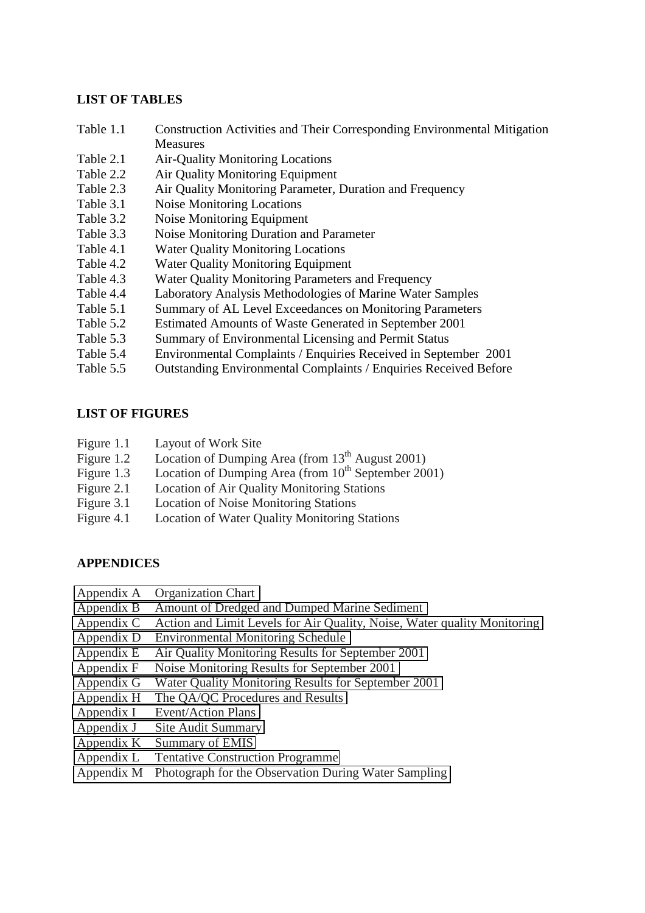**LIST OF TABLES**

| | |
|---|---|
| Table 1.1 | Construction Activities and Their Corresponding Environmental Mitigation Measures |
| Table 2.1 | Air-Quality Monitoring Locations |
| Table 2.2 | Air Quality Monitoring Equipment |
| Table 2.3 | Air Quality Monitoring Parameter, Duration and Frequency |
| Table 3.1 | Noise Monitoring Locations |
| Table 3.2 | Noise Monitoring Equipment |
| Table 3.3 | Noise Monitoring Duration and Parameter |
| Table 4.1 | Water Quality Monitoring Locations |
| Table 4.2 | Water Quality Monitoring Equipment |
| Table 4.3 | Water Quality Monitoring Parameters and Frequency |
| Table 4.4 | Laboratory Analysis Methodologies of Marine Water Samples |
| Table 5.1 | Summary of AL Level Exceedances on Monitoring Parameters |
| Table 5.2 | Estimated Amounts of Waste Generated in September 2001 |
| Table 5.3 | Summary of Environmental Licensing and Permit Status |
| Table 5.4 | Environmental Complaints / Enquiries Received in September 2001 |
| Table 5.5 | Outstanding Environmental Complaints / Enquiries Received Before |

**LIST OF FIGURES**

| | |
|---|---|
| Figure 1.1 | Layout of Work Site |
| Figure 1.2 | Location of Dumping Area (from 13th August 2001) |
| Figure 1.3 | Location of Dumping Area (from 10th September 2001) |
| Figure 2.1 | Location of Air Quality Monitoring Stations |
| Figure 3.1 | Location of Noise Monitoring Stations |
| Figure 4.1 | Location of Water Quality Monitoring Stations |

**APPENDICES**

| | |
|---|---|
| Appendix A | Organization Chart |
| Appendix B | Amount of Dredged and Dumped Marine Sediment |
| Appendix C | Action and Limit Levels for Air Quality, Noise, Water quality Monitoring |
| Appendix D | Environmental Monitoring Schedule |
| Appendix E | Air Quality Monitoring Results for September 2001 |
| Appendix F | Noise Monitoring Results for September 2001 |
| Appendix G | Water Quality Monitoring Results for September 2001 |
| Appendix H | The QA/QC Procedures and Results |
| Appendix I | Event/Action Plans |
| Appendix J | Site Audit Summary |
| Appendix K | Summary of EMIS |
| Appendix L | Tentative Construction Programme |
| Appendix M | Photograph for the Observation During Water Sampling |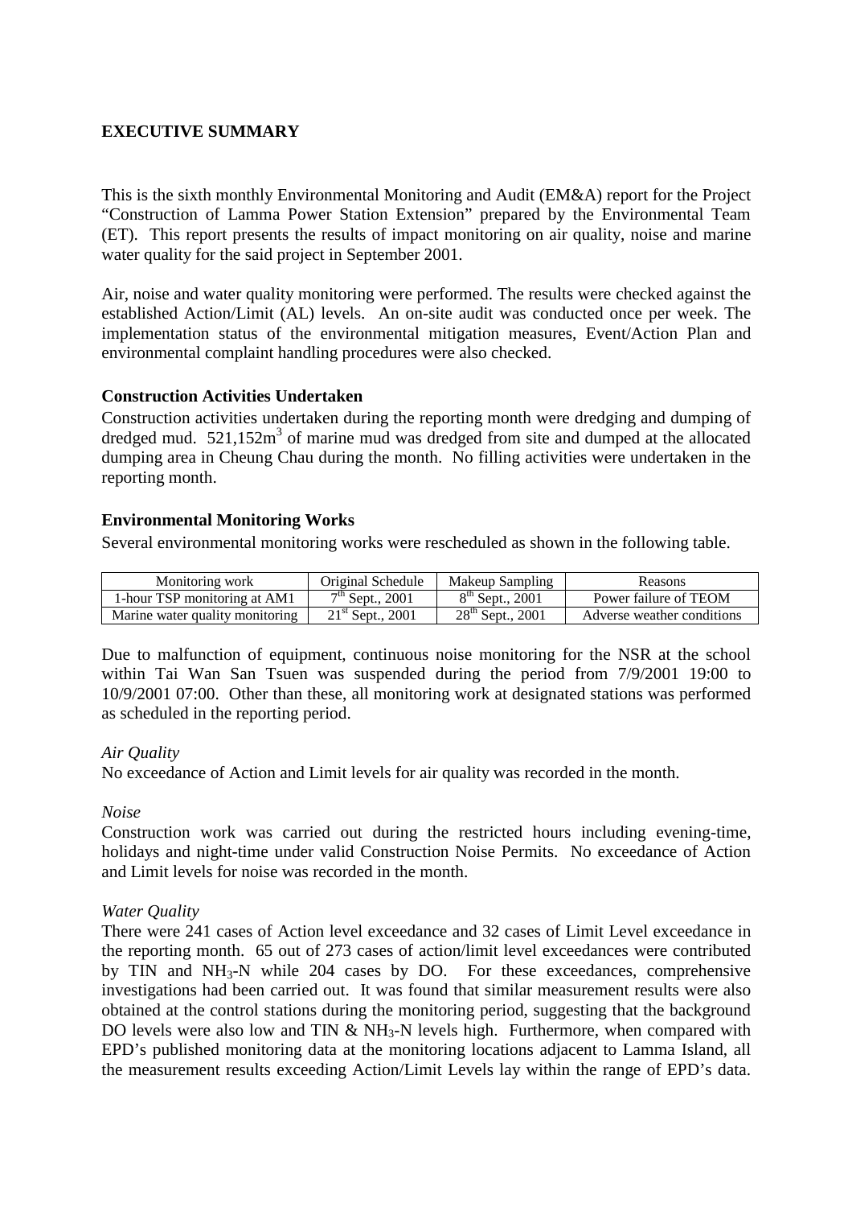# EXECUTIVE SUMMARY

This is the sixth monthly Environmental Monitoring and Audit (EM&A) report for the Project "Construction of Lamma Power Station Extension" prepared by the Environmental Team (ET). This report presents the results of impact monitoring on air quality, noise and marine water quality for the said project in September 2001.

Air, noise and water quality monitoring were performed. The results were checked against the established Action/Limit (AL) levels. An on-site audit was conducted once per week. The implementation status of the environmental mitigation measures, Event/Action Plan and environmental complaint handling procedures were also checked.

**Construction Activities Undertaken**

Construction activities undertaken during the reporting month were dredging and dumping of dredged mud. 521,152m$^3$ of marine mud was dredged from site and dumped at the allocated dumping area in Cheung Chau during the month. No filling activities were undertaken in the reporting month.

**Environmental Monitoring Works**

Several environmental monitoring works were rescheduled as shown in the following table.

| Monitoring work | Original Schedule | Makeup Sampling | Reasons |
|---|---|---|---|
| 1-hour TSP monitoring at AM1 | 7th Sept., 2001 | 8th Sept., 2001 | Power failure of TEOM |
| Marine water quality monitoring | 21st Sept., 2001 | 28th Sept., 2001 | Adverse weather conditions |

Due to malfunction of equipment, continuous noise monitoring for the NSR at the school within Tai Wan San Tsuen was suspended during the period from 7/9/2001 19:00 to 10/9/2001 07:00. Other than these, all monitoring work at designated stations was performed as scheduled in the reporting period.

*Air Quality*

No exceedance of Action and Limit levels for air quality was recorded in the month.

*Noise*

Construction work was carried out during the restricted hours including evening-time, holidays and night-time under valid Construction Noise Permits. No exceedance of Action and Limit levels for noise was recorded in the month.

*Water Quality*

There were 241 cases of Action level exceedance and 32 cases of Limit Level exceedance in the reporting month. 65 out of 273 cases of action/limit level exceedances were contributed by TIN and $NH_3$-N while 204 cases by DO. For these exceedances, comprehensive investigations had been carried out. It was found that similar measurement results were also obtained at the control stations during the monitoring period, suggesting that the background DO levels were also low and TIN & $NH_3$-N levels high. Furthermore, when compared with EPD's published monitoring data at the monitoring locations adjacent to Lamma Island, all the measurement results exceeding Action/Limit Levels lay within the range of EPD's data.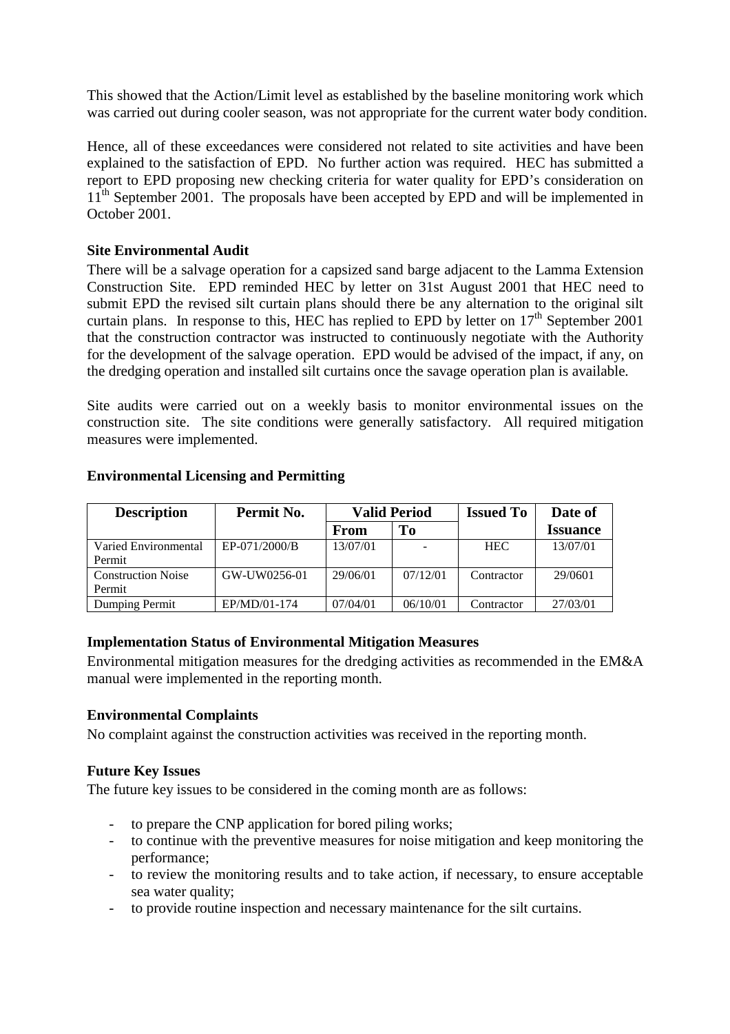This showed that the Action/Limit level as established by the baseline monitoring work which was carried out during cooler season, was not appropriate for the current water body condition.

Hence, all of these exceedances were considered not related to site activities and have been explained to the satisfaction of EPD. No further action was required. HEC has submitted a report to EPD proposing new checking criteria for water quality for EPD's consideration on 11th September 2001. The proposals have been accepted by EPD and will be implemented in October 2001.

**Site Environmental Audit**

There will be a salvage operation for a capsized sand barge adjacent to the Lamma Extension Construction Site. EPD reminded HEC by letter on 31st August 2001 that HEC need to submit EPD the revised silt curtain plans should there be any alternation to the original silt curtain plans. In response to this, HEC has replied to EPD by letter on 17th September 2001 that the construction contractor was instructed to continuously negotiate with the Authority for the development of the salvage operation. EPD would be advised of the impact, if any, on the dredging operation and installed silt curtains once the savage operation plan is available.

Site audits were carried out on a weekly basis to monitor environmental issues on the construction site. The site conditions were generally satisfactory. All required mitigation measures were implemented.

**Environmental Licensing and Permitting**

| Description | Permit No. | Valid Period | | Issued To | Date of |
|---|---|---|---|---|---|
| | | From | To | | Issuance |
| Varied Environmental Permit | EP-071/2000/B | 13/07/01 | - | HEC | 13/07/01 |
| Construction Noise Permit | GW-UW0256-01 | 29/06/01 | 07/12/01 | Contractor | 29/0601 |
| Dumping Permit | EP/MD/01-174 | 07/04/01 | 06/10/01 | Contractor | 27/03/01 |

**Implementation Status of Environmental Mitigation Measures**

Environmental mitigation measures for the dredging activities as recommended in the EM&A manual were implemented in the reporting month.

**Environmental Complaints**

No complaint against the construction activities was received in the reporting month.

**Future Key Issues**

The future key issues to be considered in the coming month are as follows:

- to prepare the CNP application for bored piling works;
- to continue with the preventive measures for noise mitigation and keep monitoring the performance;
- to review the monitoring results and to take action, if necessary, to ensure acceptable sea water quality;
- to provide routine inspection and necessary maintenance for the silt curtains.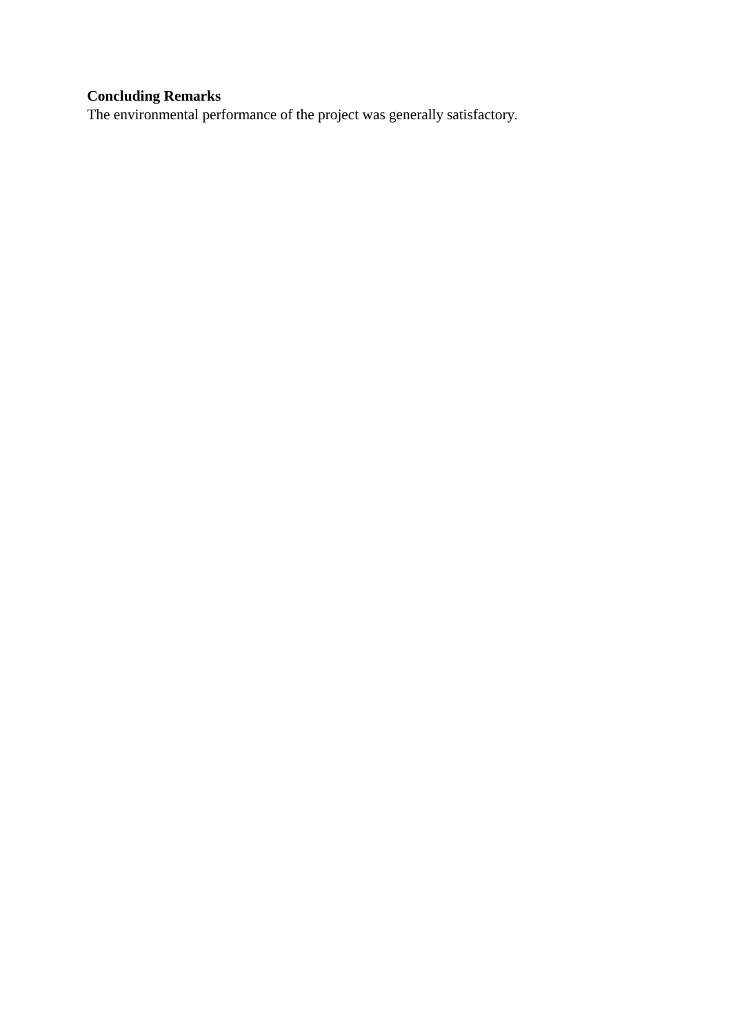**Concluding Remarks**

The environmental performance of the project was generally satisfactory.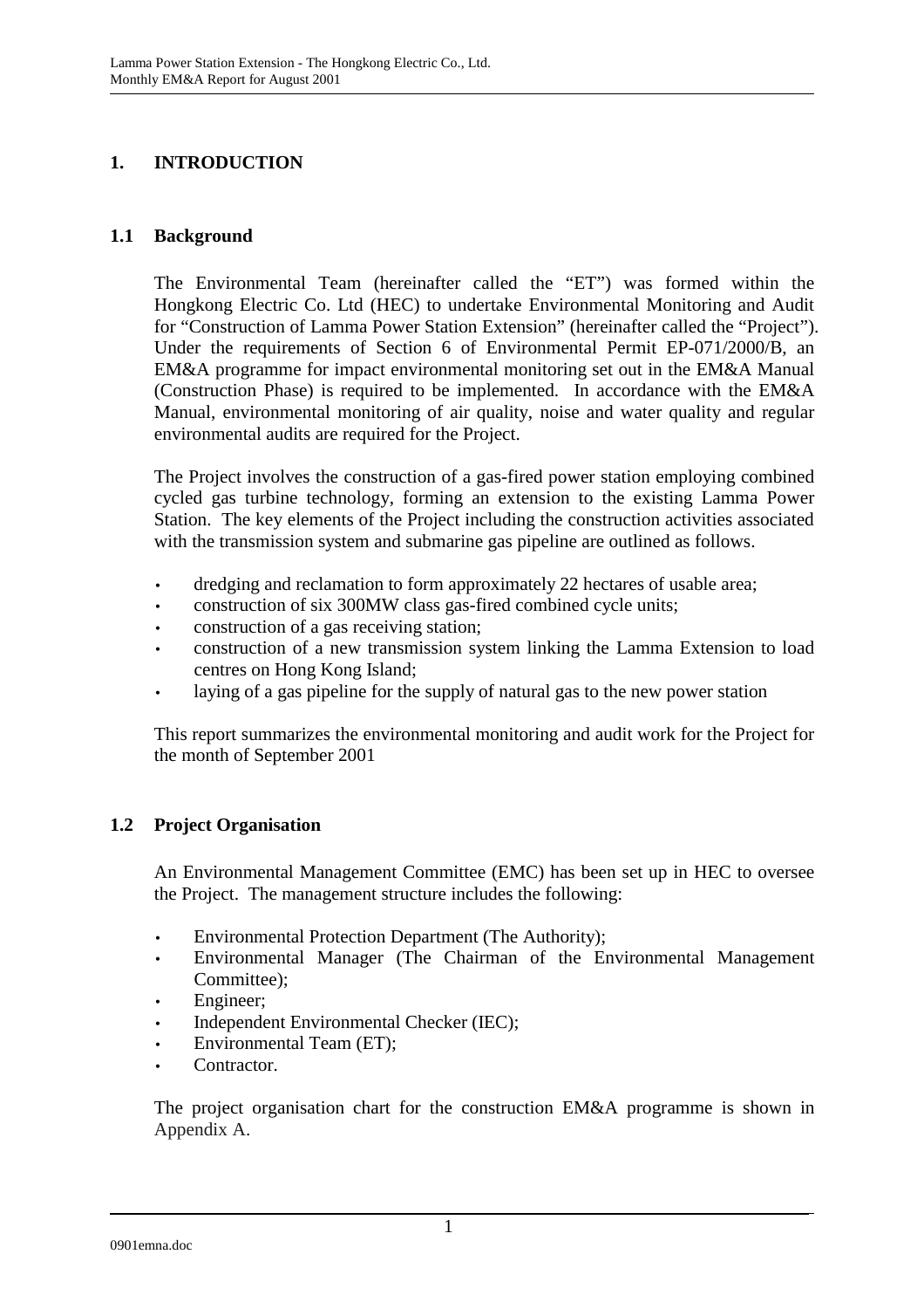# 1. INTRODUCTION

## 1.1 Background

The Environmental Team (hereinafter called the "ET") was formed within the Hongkong Electric Co. Ltd (HEC) to undertake Environmental Monitoring and Audit for "Construction of Lamma Power Station Extension" (hereinafter called the "Project"). Under the requirements of Section 6 of Environmental Permit EP-071/2000/B, an EM&A programme for impact environmental monitoring set out in the EM&A Manual (Construction Phase) is required to be implemented. In accordance with the EM&A Manual, environmental monitoring of air quality, noise and water quality and regular environmental audits are required for the Project.

The Project involves the construction of a gas-fired power station employing combined cycled gas turbine technology, forming an extension to the existing Lamma Power Station. The key elements of the Project including the construction activities associated with the transmission system and submarine gas pipeline are outlined as follows.

- dredging and reclamation to form approximately 22 hectares of usable area;
- construction of six 300MW class gas-fired combined cycle units;
- construction of a gas receiving station;
- construction of a new transmission system linking the Lamma Extension to load centres on Hong Kong Island;
- laying of a gas pipeline for the supply of natural gas to the new power station

This report summarizes the environmental monitoring and audit work for the Project for the month of September 2001

## 1.2 Project Organisation

An Environmental Management Committee (EMC) has been set up in HEC to oversee the Project. The management structure includes the following:

- Environmental Protection Department (The Authority);
- Environmental Manager (The Chairman of the Environmental Management Committee);
- Engineer;
- Independent Environmental Checker (IEC);
- Environmental Team (ET);
- Contractor.

The project organisation chart for the construction EM&A programme is shown in Appendix A.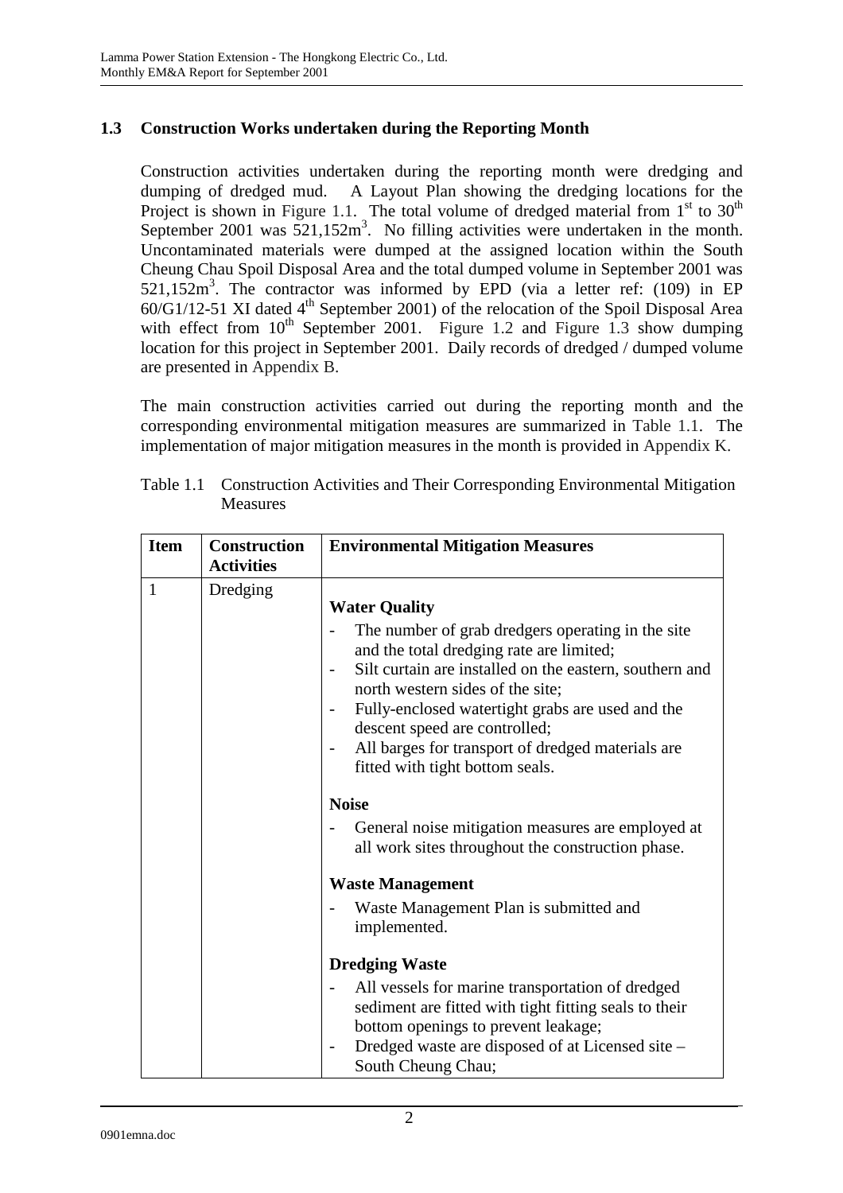## 1.3 Construction Works undertaken during the Reporting Month

Construction activities undertaken during the reporting month were dredging and dumping of dredged mud. A Layout Plan showing the dredging locations for the Project is shown in Figure 1.1. The total volume of dredged material from 1st to 30th September 2001 was $521,152m^3$. No filling activities were undertaken in the month. Uncontaminated materials were dumped at the assigned location within the South Cheung Chau Spoil Disposal Area and the total dumped volume in September 2001 was $521,152m^3$. The contractor was informed by EPD (via a letter ref: (109) in EP 60/G1/12-51 XI dated 4th September 2001) of the relocation of the Spoil Disposal Area with effect from 10th September 2001. Figure 1.2 and Figure 1.3 show dumping location for this project in September 2001. Daily records of dredged / dumped volume are presented in Appendix B.

The main construction activities carried out during the reporting month and the corresponding environmental mitigation measures are summarized in Table 1.1. The implementation of major mitigation measures in the month is provided in Appendix K.

Table 1.1 Construction Activities and Their Corresponding Environmental Mitigation Measures

| Item | Construction Activities | Environmental Mitigation Measures |
|---|---|---|
| 1 | Dredging | **Water Quality**<br>- The number of grab dredgers operating in the site and the total dredging rate are limited;<br>- Silt curtain are installed on the eastern, southern and north western sides of the site;<br>- Fully-enclosed watertight grabs are used and the descent speed are controlled;<br>- All barges for transport of dredged materials are fitted with tight bottom seals.<br><br>**Noise**<br>- General noise mitigation measures are employed at all work sites throughout the construction phase.<br><br>**Waste Management**<br>- Waste Management Plan is submitted and implemented.<br><br>**Dredging Waste**<br>- All vessels for marine transportation of dredged sediment are fitted with tight fitting seals to their bottom openings to prevent leakage;<br>- Dredged waste are disposed of at Licensed site – South Cheung Chau; |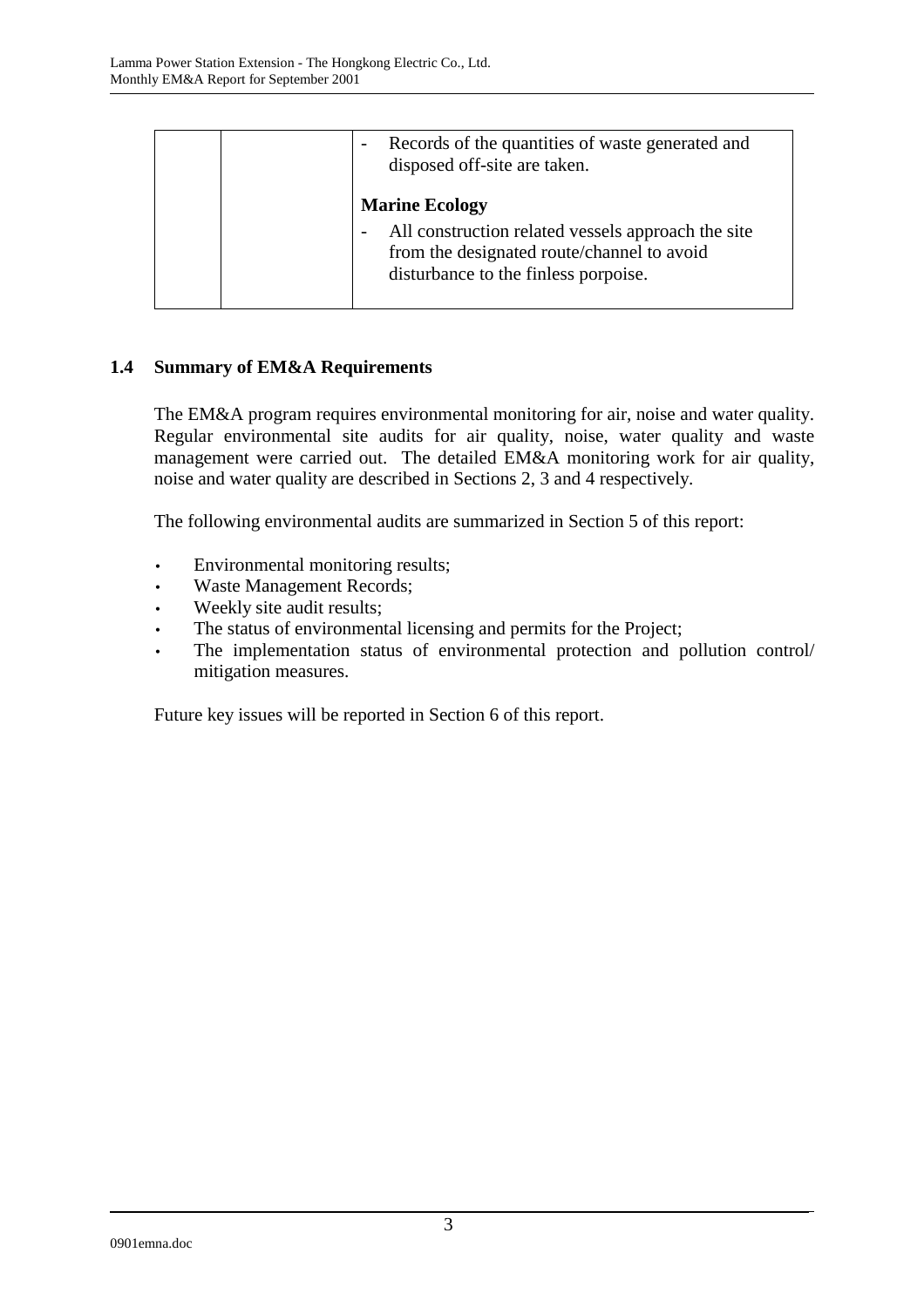|  |  | - Records of the quantities of waste generated and disposed off-site are taken.<br><br>**Marine Ecology**<br><br>- All construction related vessels approach the site from the designated route/channel to avoid disturbance to the finless porpoise. |
|---|---|---|

## 1.4 Summary of EM&A Requirements

The EM&A program requires environmental monitoring for air, noise and water quality. Regular environmental site audits for air quality, noise, water quality and waste management were carried out. The detailed EM&A monitoring work for air quality, noise and water quality are described in Sections 2, 3 and 4 respectively.

The following environmental audits are summarized in Section 5 of this report:

- Environmental monitoring results;
- Waste Management Records;
- Weekly site audit results;
- The status of environmental licensing and permits for the Project;
- The implementation status of environmental protection and pollution control/ mitigation measures.

Future key issues will be reported in Section 6 of this report.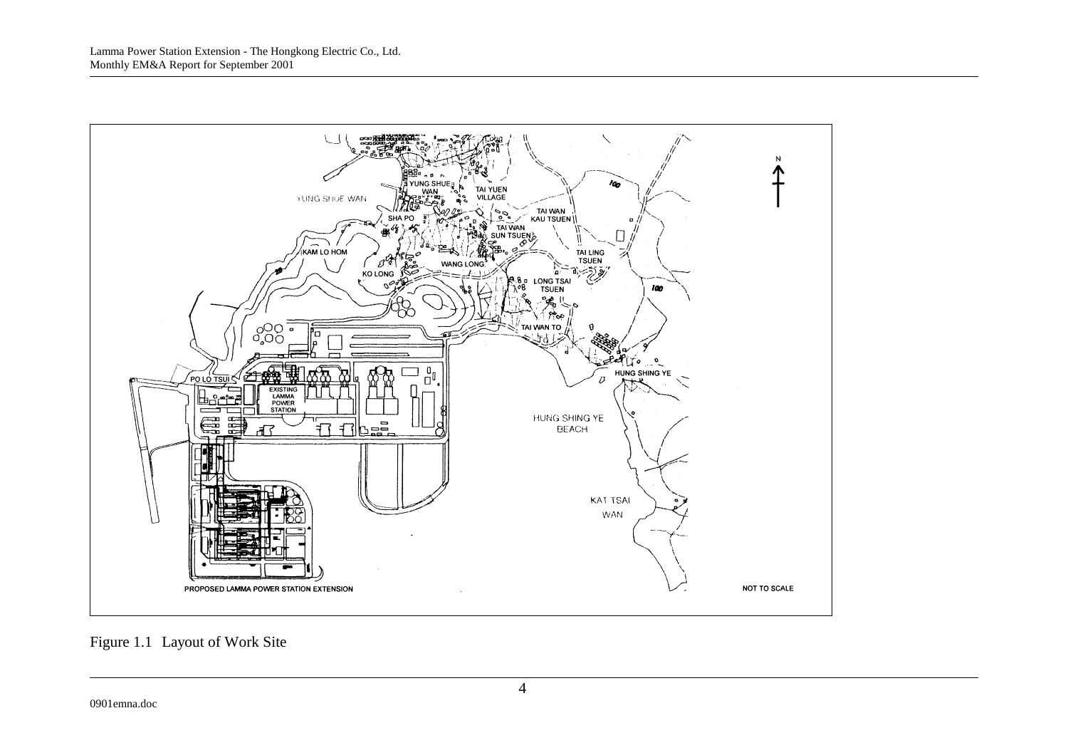YUNG SHUE WAN

YUNG SHUE WAN

TAI YUEN VILLAGE

SHA PO

TAI WAN KAU TSUEN

TAI WAN SUN TSUEN

KAM LO HOM

WANG LONG

TAI LING TSUEN

KO LONG

LONG TSAI TSUEN

TAI WAN TO

HUNG SHING YE

PO LO TSUI

EXISTING LAMMA POWER STATION

HUNG SHING YE BEACH

KAT TSAI WAN

PROPOSED LAMMA POWER STATION EXTENSION

NOT TO SCALE

N

Figure 1.1 Layout of Work Site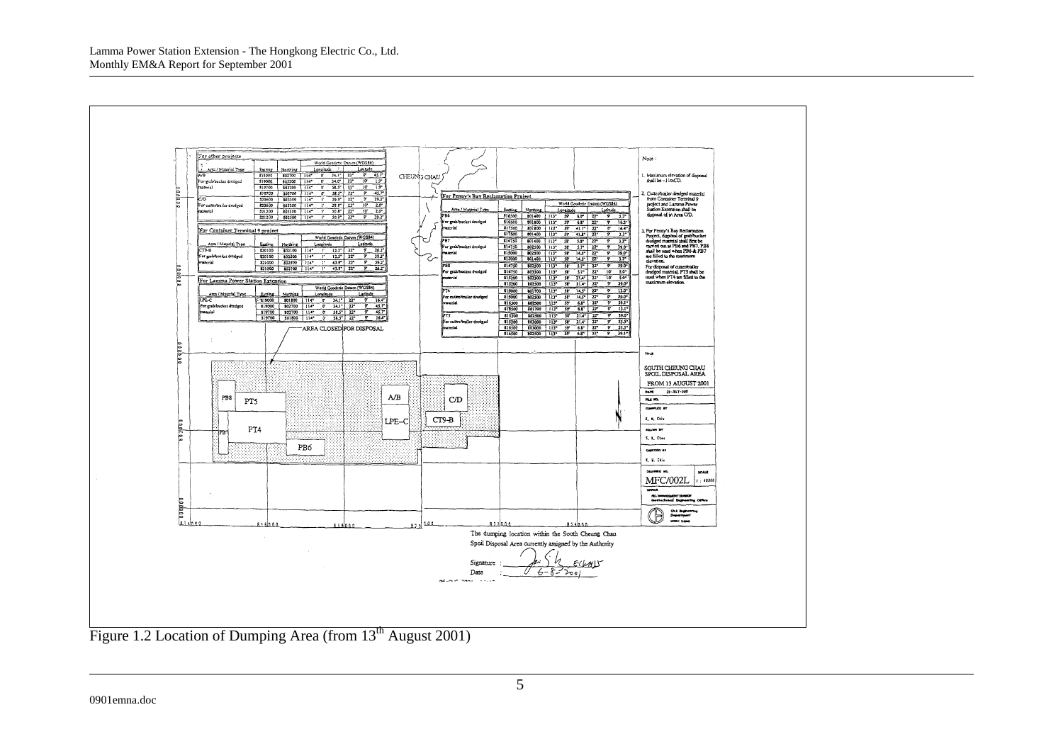For other projects

| Area / Material Type | Easting | Northing | World Geodetic Datum (WGS84) Longitude | | | Latitude | | |
|---|---|---|---|---|---|---|---|---|
| A/B | 815000 | 802700 | 114° | 0' | 34.1" | 22° | 9' | 45.7" |
| For grab/bucket dredged | 819000 | 802200 | 114° | 0' | 34.0" | 22° | 10' | 1.9" |
| material | 819700 | 803200 | 114° | 0' | 58.5" | 22° | 10' | 1.9" |
| | 819700 | 802700 | 114° | 0' | 58.5" | 22° | 9' | 45.7" |
| C/D | 820600 | 802500 | 114° | 1' | 29.9" | 22° | 9' | 39.2" |
| For cutter/trailer dredged | 820600 | 803200 | 114° | 1' | 29.9" | 22° | 10' | 2.0" |
| material | 821200 | 803200 | 114° | 1' | 50.8" | 22° | 10' | 2.0" |
| | 821200 | 802500 | 114° | 1' | 50.8" | 22° | 9' | 39.2" |

For Container Terminal 9 project

| Area / Material Type | Easting | Northing | World Geodetic Datum (WGS84) Longitude | | | Latitude | | |
|---|---|---|---|---|---|---|---|---|
| CT9-B | 820100 | 802100 | 114° | 1' | 12.5" | 22° | 9' | 26.2" |
| For grab/bucket dredged | 820100 | 802500 | 114° | 1' | 12.5" | 22° | 9' | 39.2" |
| material | 821000 | 802500 | 114° | 1' | 43.9" | 22° | 9' | 39.2" |
| | 821000 | 802100 | 114° | 1' | 43.9" | 22° | 9' | 26.2" |

For Lamma Power Station Extension

| Area / Material Type | Easting | Northing | World Geodetic Datum (WGS84) Longitude | | | Latitude | | |
|---|---|---|---|---|---|---|---|---|
| LPE-C | 819000 | 801800 | 114° | 0' | 34.1" | 22° | 9' | 16.4" |
| For grab/bucket dredged | 819000 | 802700 | 114° | 0' | 34.1" | 22° | 9' | 45.7" |
| material | 819700 | 802700 | 114° | 0' | 58.5" | 22° | 9' | 45.7" |
| | 819700 | 801800 | 114° | 0' | 58.5" | 22° | 9' | 16.4" |

For Penny's Bay Reclamation Project

| Area / Material Type | Easting | Northing | World Geodetic Datum (WGS84) Longitude | | | Latitude | | |
|---|---|---|---|---|---|---|---|---|
| PB6 | 816500 | 801400 | 113° | 59' | 6.8" | 22° | 9' | 3.3" |
| For grab/bucket dredged | 816500 | 801800 | 113° | 59' | 6.8" | 22° | 9' | 16.3" |
| material | 817500 | 801800 | 113° | 59' | 41.7" | 22° | 9' | 16.4" |
| | 817500 | 801400 | 113° | 59' | 41.8" | 22° | 9' | 3.3" |
| PB7 | 814750 | 801400 | 113° | 58' | 5.8" | 22° | 9' | 3.2" |
| For grab/bucket dredged | 814750 | 802500 | 113° | 58' | 5.7" | 22° | 9' | 39.0" |
| material | 815000 | 802500 | 113° | 58' | 14.5" | 22° | 9' | 39.0" |
| | 815000 | 801400 | 113° | 58' | 14.5" | 22° | 9' | 3.3" |
| PB8 | 814750 | 802500 | 113° | 58' | 5.7" | 22° | 9' | 39.0" |
| For grab/bucket dredged | 814750 | 803300 | 113° | 58' | 5.7" | 22° | 10' | 5.0" |
| material | 815200 | 803300 | 113° | 58' | 21.4" | 22° | 10' | 5.0" |
| | 815200 | 802500 | 113° | 58' | 21.4" | 22° | 9' | 39.0" |
| PT4 | 815000 | 801700 | 113° | 58' | 14.5" | 22° | 9' | 13.0" |
| For cutter/trailer dredged | 815000 | 802500 | 113° | 58' | 14.5" | 22° | 9' | 39.0" |
| material | 816500 | 802500 | 113° | 59' | 6.8" | 22° | 9' | 39.1" |
| | 816500 | 801700 | 113° | 59' | 6.8" | 22° | 9' | 13.1" |
| PT5 | 815200 | 802500 | 113° | 58' | 21.4" | 22° | 9' | 39.0" |
| For cutter/trailer dredged | 815200 | 803000 | 113° | 58' | 21.4" | 22° | 9' | 55.3" |
| material | 816500 | 803000 | 113° | 59' | 6.8" | 22° | 9' | 55.3" |
| | 816500 | 802500 | 113° | 59' | 6.8" | 22° | 9' | 39.1" |

AREA CLOSED FOR DISPOSAL

CHEUNG CHAU

PB8 PT5 A/B C/D PB7 PT4 LPE-C CT9-B PB6

814000 816000 818000 820000 822000 824000

Note :

1. Maximum elevation of disposal shall be −11mCD.
2. Cutter/trailer dredged material from Container Terminal 9 project and Lamma Power Station Extension shall be disposal of in Area C/D.
3. For Penny's Bay Reclamation Project, disposal of grab/bucket dredged material shall first be carried out at PB6 and PB7. PB8 shall be used when PB6 & PB7 are filled to the maximum elevation.
   For disposal of cutter/trailer dredged material, PT5 shall be used when PT4 are filled to the maximum elevation.

TITLE

SOUTH CHEUNG CHAU SPOIL DISPOSAL AREA FROM 13 AUGUST 2001

DATE 21-JULY-2001

FILE NO.

COMPILED BY K. K. Chiu

DRAWN BY Y. K. Chan

CHECKED BY K. H. Chiu

DRAWING NO. MFC/002L SCALE 1 : 40000

OFFICE FILL MANAGEMENT DIVISION Geotechnical Engineering Office

Civil Engineering Department HONG KONG

The dumping location within the South Cheung Chau Spoil Disposal Area currently assigned by the Authority

Signature : (signed) EC(W)15

Date : 6-8-2001

Figure 1.2 Location of Dumping Area (from 13th August 2001)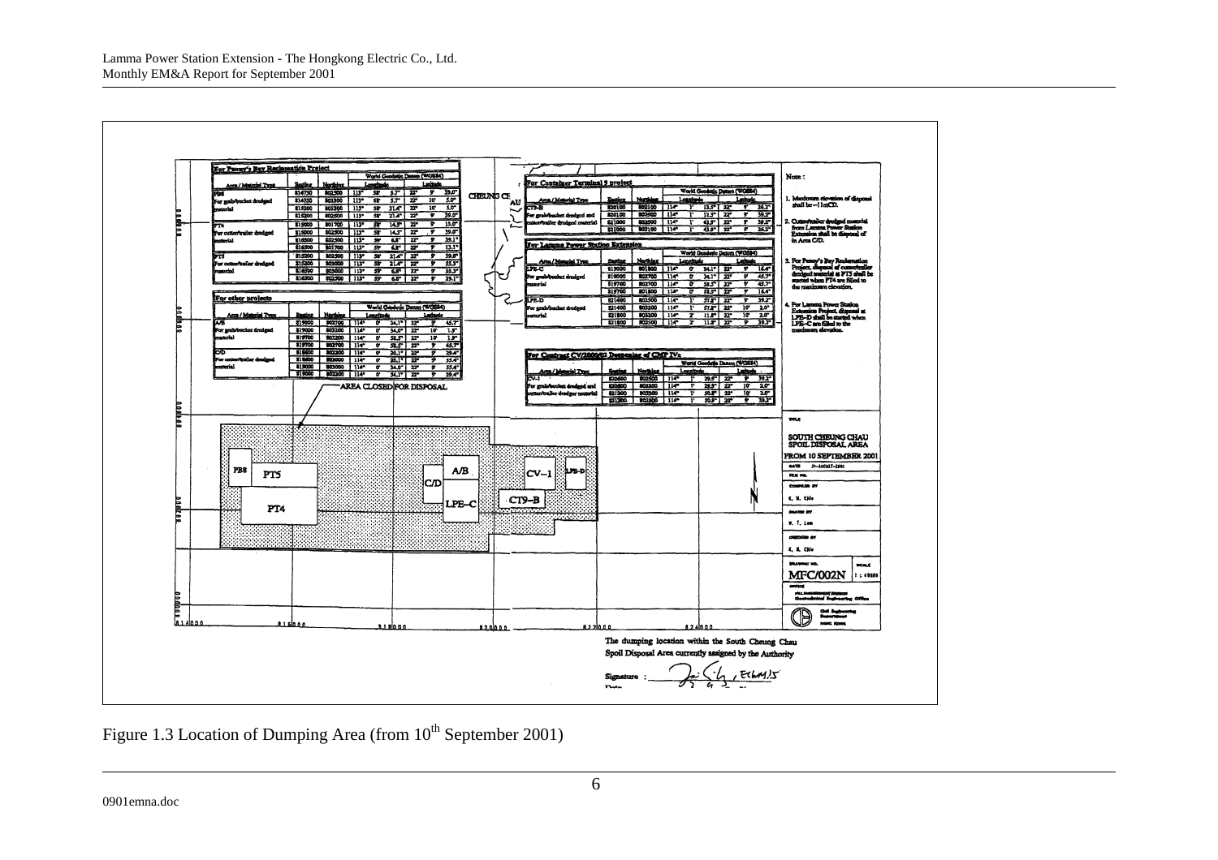Figure 1.3 Location of Dumping Area (from 10th September 2001)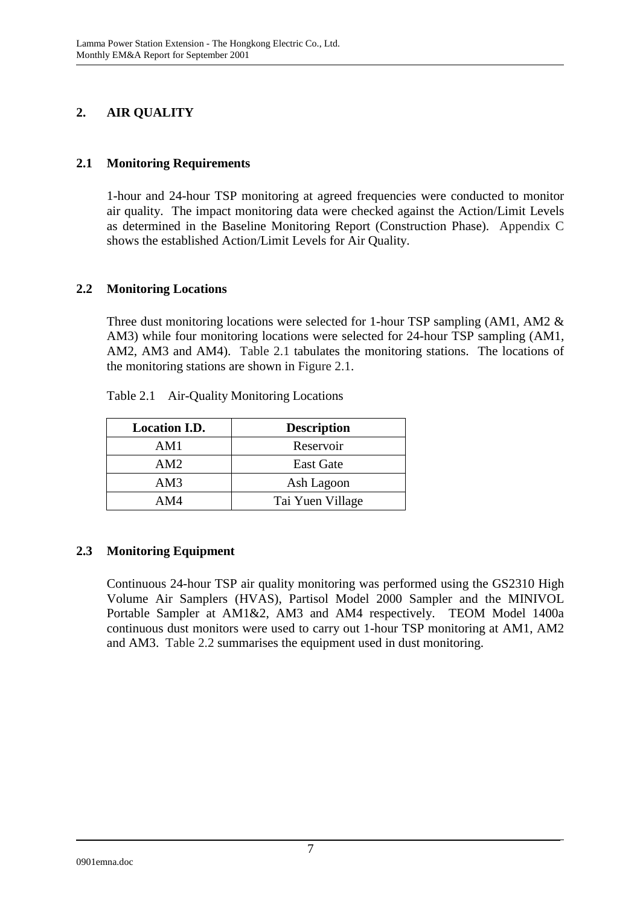# 2. AIR QUALITY

## 2.1 Monitoring Requirements

1-hour and 24-hour TSP monitoring at agreed frequencies were conducted to monitor air quality. The impact monitoring data were checked against the Action/Limit Levels as determined in the Baseline Monitoring Report (Construction Phase). Appendix C shows the established Action/Limit Levels for Air Quality.

## 2.2 Monitoring Locations

Three dust monitoring locations were selected for 1-hour TSP sampling (AM1, AM2 & AM3) while four monitoring locations were selected for 24-hour TSP sampling (AM1, AM2, AM3 and AM4). Table 2.1 tabulates the monitoring stations. The locations of the monitoring stations are shown in Figure 2.1.

Table 2.1 Air-Quality Monitoring Locations

| Location I.D. | Description |
|---|---|
| AM1 | Reservoir |
| AM2 | East Gate |
| AM3 | Ash Lagoon |
| AM4 | Tai Yuen Village |

## 2.3 Monitoring Equipment

Continuous 24-hour TSP air quality monitoring was performed using the GS2310 High Volume Air Samplers (HVAS), Partisol Model 2000 Sampler and the MINIVOL Portable Sampler at AM1&2, AM3 and AM4 respectively. TEOM Model 1400a continuous dust monitors were used to carry out 1-hour TSP monitoring at AM1, AM2 and AM3. Table 2.2 summarises the equipment used in dust monitoring.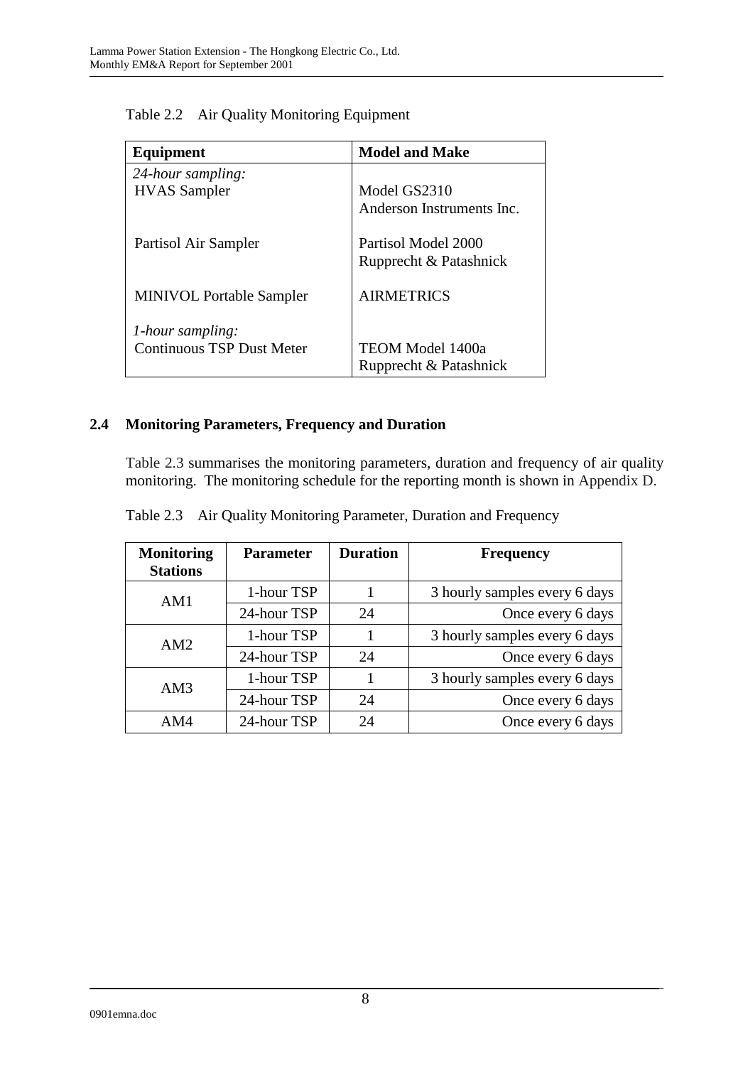Table 2.2    Air Quality Monitoring Equipment

| Equipment | Model and Make |
|---|---|
| *24-hour sampling:* | |
| HVAS Sampler | Model GS2310<br>Anderson Instruments Inc. |
| Partisol Air Sampler | Partisol Model 2000<br>Rupprecht & Patashnick |
| MINIVOL Portable Sampler | AIRMETRICS |
| *1-hour sampling:* | |
| Continuous TSP Dust Meter | TEOM Model 1400a<br>Rupprecht & Patashnick |

## 2.4 Monitoring Parameters, Frequency and Duration

Table 2.3 summarises the monitoring parameters, duration and frequency of air quality monitoring. The monitoring schedule for the reporting month is shown in Appendix D.

Table 2.3    Air Quality Monitoring Parameter, Duration and Frequency

| Monitoring Stations | Parameter | Duration | Frequency |
|---|---|---|---|
| AM1 | 1-hour TSP | 1 | 3 hourly samples every 6 days |
| | 24-hour TSP | 24 | Once every 6 days |
| AM2 | 1-hour TSP | 1 | 3 hourly samples every 6 days |
| | 24-hour TSP | 24 | Once every 6 days |
| AM3 | 1-hour TSP | 1 | 3 hourly samples every 6 days |
| | 24-hour TSP | 24 | Once every 6 days |
| AM4 | 24-hour TSP | 24 | Once every 6 days |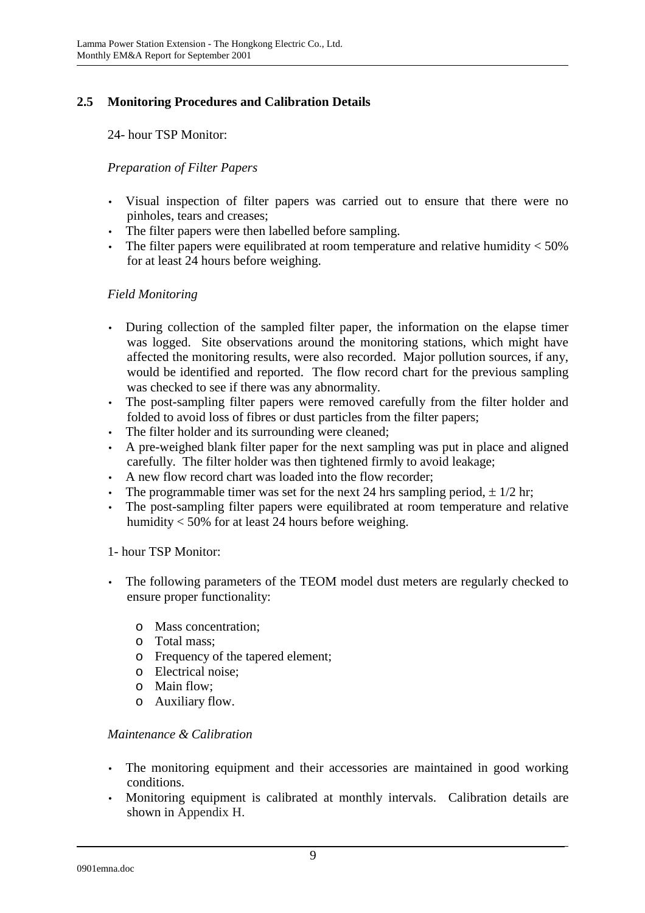## 2.5 Monitoring Procedures and Calibration Details

24- hour TSP Monitor:

*Preparation of Filter Papers*

- Visual inspection of filter papers was carried out to ensure that there were no pinholes, tears and creases;
- The filter papers were then labelled before sampling.
- The filter papers were equilibrated at room temperature and relative humidity < 50% for at least 24 hours before weighing.

*Field Monitoring*

- During collection of the sampled filter paper, the information on the elapse timer was logged. Site observations around the monitoring stations, which might have affected the monitoring results, were also recorded. Major pollution sources, if any, would be identified and reported. The flow record chart for the previous sampling was checked to see if there was any abnormality.
- The post-sampling filter papers were removed carefully from the filter holder and folded to avoid loss of fibres or dust particles from the filter papers;
- The filter holder and its surrounding were cleaned;
- A pre-weighed blank filter paper for the next sampling was put in place and aligned carefully. The filter holder was then tightened firmly to avoid leakage;
- A new flow record chart was loaded into the flow recorder;
- The programmable timer was set for the next 24 hrs sampling period, $\pm$ 1/2 hr;
- The post-sampling filter papers were equilibrated at room temperature and relative humidity < 50% for at least 24 hours before weighing.

1- hour TSP Monitor:

- The following parameters of the TEOM model dust meters are regularly checked to ensure proper functionality:
  - Mass concentration;
  - Total mass;
  - Frequency of the tapered element;
  - Electrical noise;
  - Main flow;
  - Auxiliary flow.

*Maintenance & Calibration*

- The monitoring equipment and their accessories are maintained in good working conditions.
- Monitoring equipment is calibrated at monthly intervals. Calibration details are shown in Appendix H.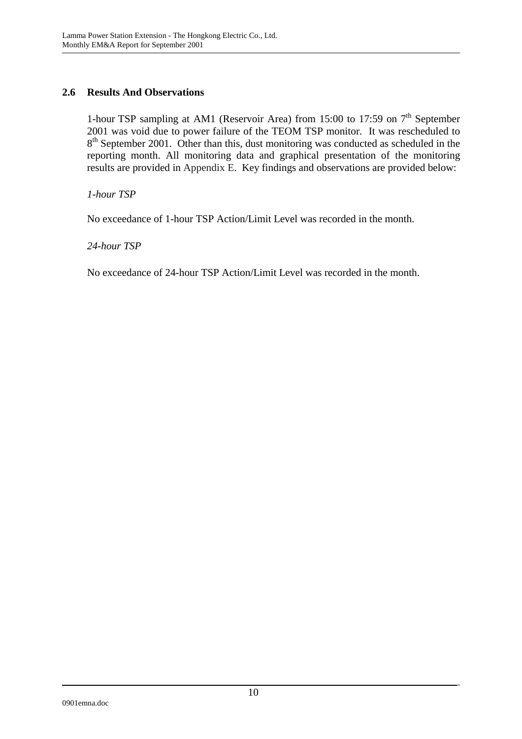## 2.6 Results And Observations

1-hour TSP sampling at AM1 (Reservoir Area) from 15:00 to 17:59 on 7th September 2001 was void due to power failure of the TEOM TSP monitor. It was rescheduled to 8th September 2001. Other than this, dust monitoring was conducted as scheduled in the reporting month. All monitoring data and graphical presentation of the monitoring results are provided in Appendix E. Key findings and observations are provided below:

*1-hour TSP*

No exceedance of 1-hour TSP Action/Limit Level was recorded in the month.

*24-hour TSP*

No exceedance of 24-hour TSP Action/Limit Level was recorded in the month.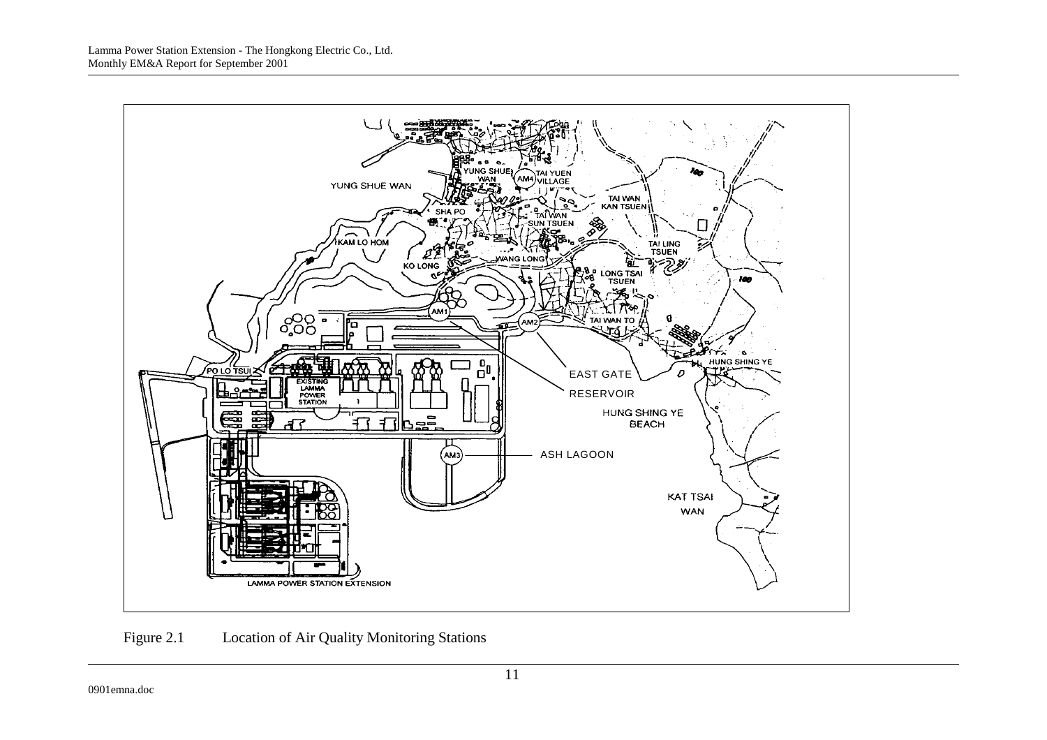Figure 2.1 Location of Air Quality Monitoring Stations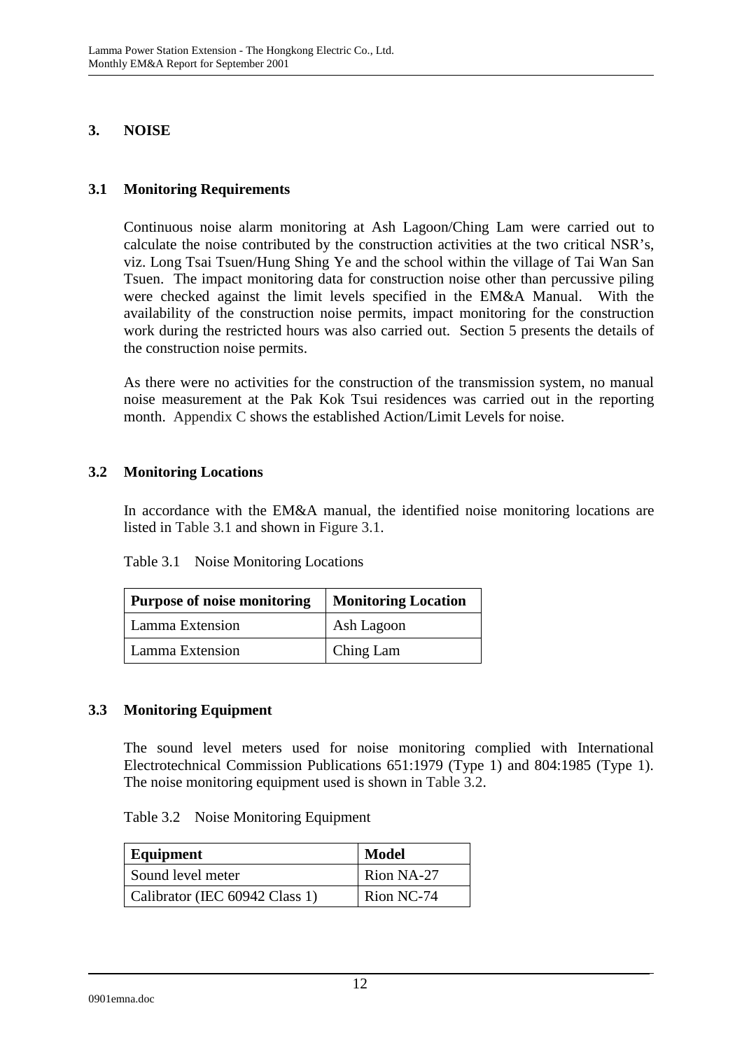# 3. NOISE

## 3.1 Monitoring Requirements

Continuous noise alarm monitoring at Ash Lagoon/Ching Lam were carried out to calculate the noise contributed by the construction activities at the two critical NSR's, viz. Long Tsai Tsuen/Hung Shing Ye and the school within the village of Tai Wan San Tsuen. The impact monitoring data for construction noise other than percussive piling were checked against the limit levels specified in the EM&A Manual. With the availability of the construction noise permits, impact monitoring for the construction work during the restricted hours was also carried out. Section 5 presents the details of the construction noise permits.

As there were no activities for the construction of the transmission system, no manual noise measurement at the Pak Kok Tsui residences was carried out in the reporting month. Appendix C shows the established Action/Limit Levels for noise.

## 3.2 Monitoring Locations

In accordance with the EM&A manual, the identified noise monitoring locations are listed in Table 3.1 and shown in Figure 3.1.

Table 3.1 Noise Monitoring Locations

| Purpose of noise monitoring | Monitoring Location |
|---|---|
| Lamma Extension | Ash Lagoon |
| Lamma Extension | Ching Lam |

## 3.3 Monitoring Equipment

The sound level meters used for noise monitoring complied with International Electrotechnical Commission Publications 651:1979 (Type 1) and 804:1985 (Type 1). The noise monitoring equipment used is shown in Table 3.2.

Table 3.2 Noise Monitoring Equipment

| Equipment | Model |
|---|---|
| Sound level meter | Rion NA-27 |
| Calibrator (IEC 60942 Class 1) | Rion NC-74 |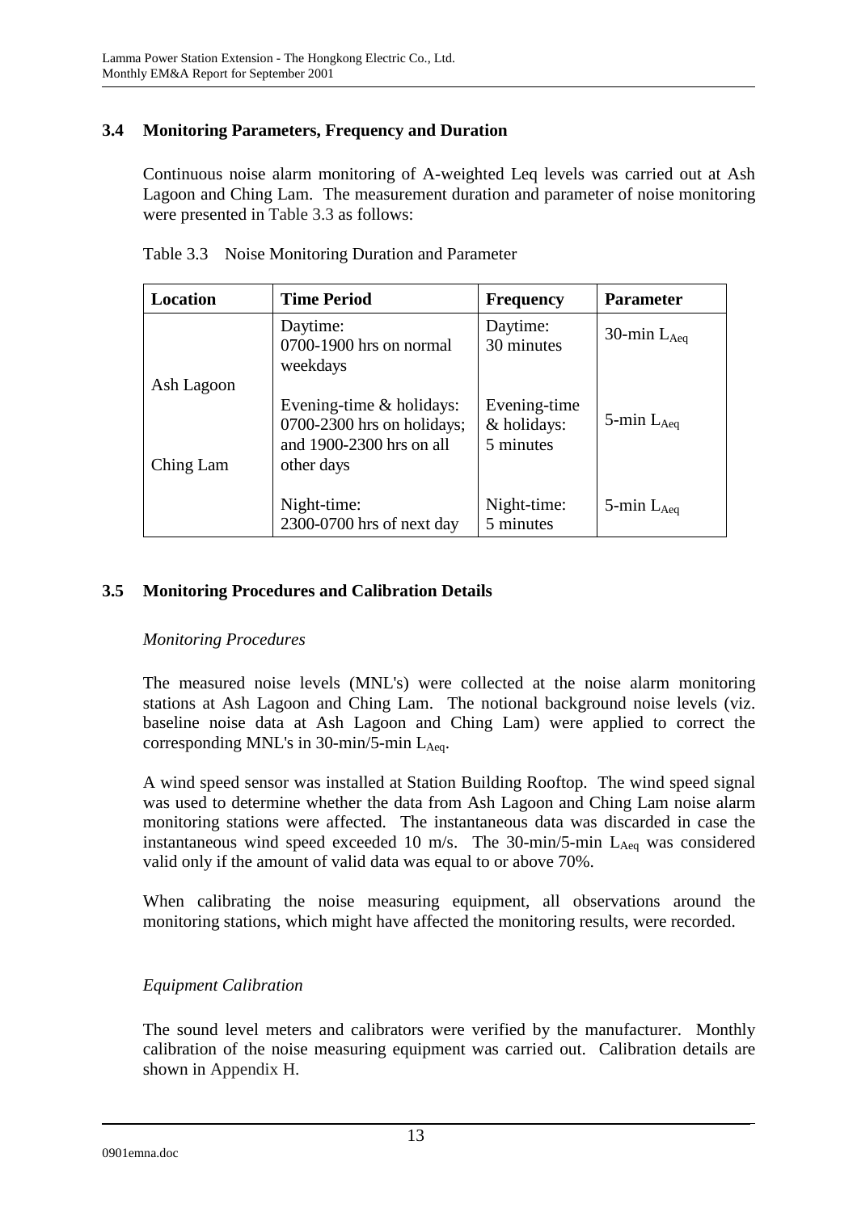## 3.4 Monitoring Parameters, Frequency and Duration

Continuous noise alarm monitoring of A-weighted Leq levels was carried out at Ash Lagoon and Ching Lam. The measurement duration and parameter of noise monitoring were presented in Table 3.3 as follows:

Table 3.3 Noise Monitoring Duration and Parameter

| Location | Time Period | Frequency | Parameter |
|---|---|---|---|
| Ash Lagoon<br><br>Ching Lam | Daytime:<br>0700-1900 hrs on normal weekdays | Daytime:<br>30 minutes | 30-min $L_{Aeq}$ |
| | Evening-time & holidays:<br>0700-2300 hrs on holidays; and 1900-2300 hrs on all other days | Evening-time & holidays:<br>5 minutes | 5-min $L_{Aeq}$ |
| | Night-time:<br>2300-0700 hrs of next day | Night-time:<br>5 minutes | 5-min $L_{Aeq}$ |

## 3.5 Monitoring Procedures and Calibration Details

*Monitoring Procedures*

The measured noise levels (MNL's) were collected at the noise alarm monitoring stations at Ash Lagoon and Ching Lam. The notional background noise levels (viz. baseline noise data at Ash Lagoon and Ching Lam) were applied to correct the corresponding MNL's in 30-min/5-min $L_{Aeq}$.

A wind speed sensor was installed at Station Building Rooftop. The wind speed signal was used to determine whether the data from Ash Lagoon and Ching Lam noise alarm monitoring stations were affected. The instantaneous data was discarded in case the instantaneous wind speed exceeded 10 m/s. The 30-min/5-min $L_{Aeq}$ was considered valid only if the amount of valid data was equal to or above 70%.

When calibrating the noise measuring equipment, all observations around the monitoring stations, which might have affected the monitoring results, were recorded.

*Equipment Calibration*

The sound level meters and calibrators were verified by the manufacturer. Monthly calibration of the noise measuring equipment was carried out. Calibration details are shown in Appendix H.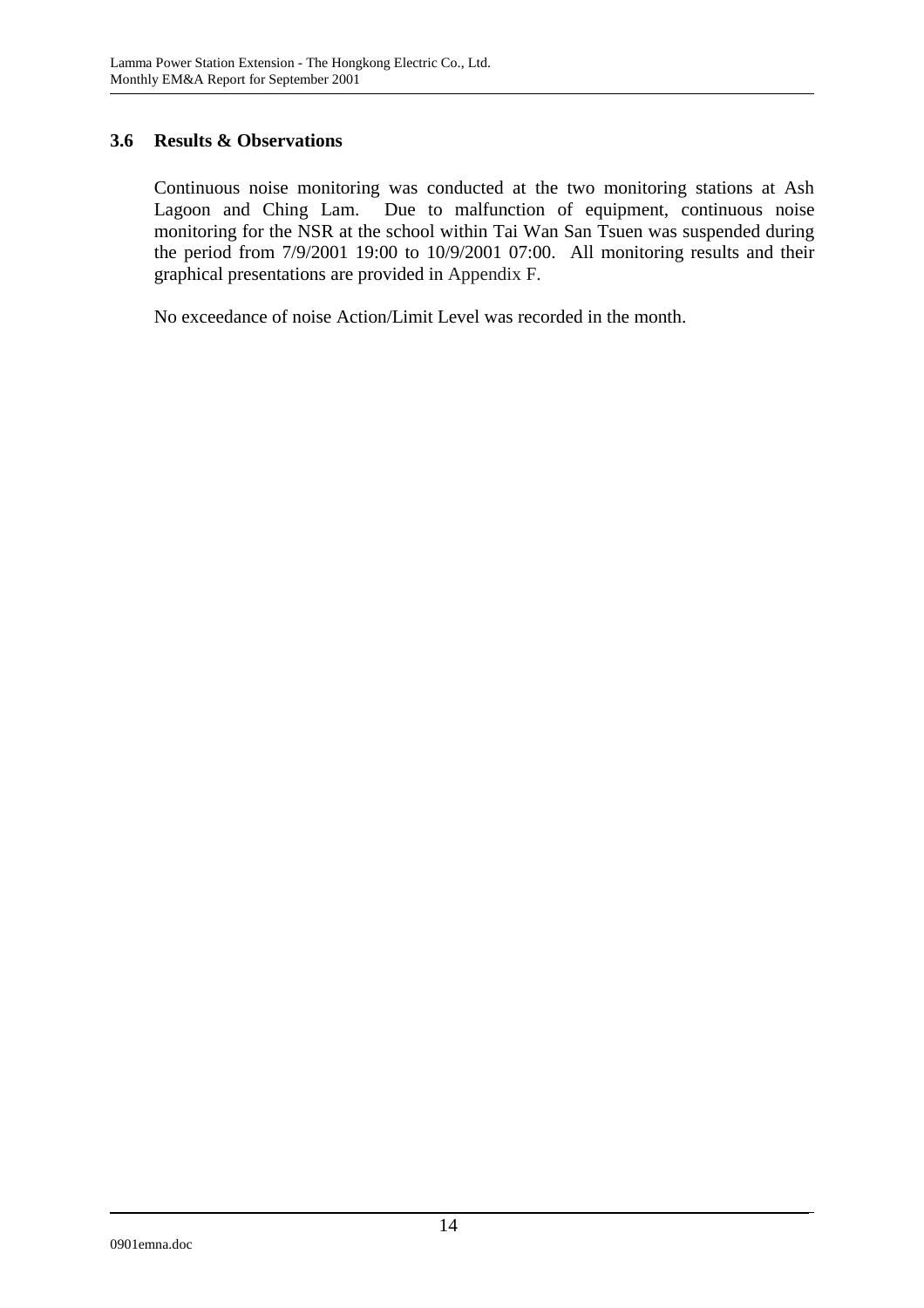### 3.6 Results & Observations

Continuous noise monitoring was conducted at the two monitoring stations at Ash Lagoon and Ching Lam. Due to malfunction of equipment, continuous noise monitoring for the NSR at the school within Tai Wan San Tsuen was suspended during the period from 7/9/2001 19:00 to 10/9/2001 07:00. All monitoring results and their graphical presentations are provided in Appendix F.

No exceedance of noise Action/Limit Level was recorded in the month.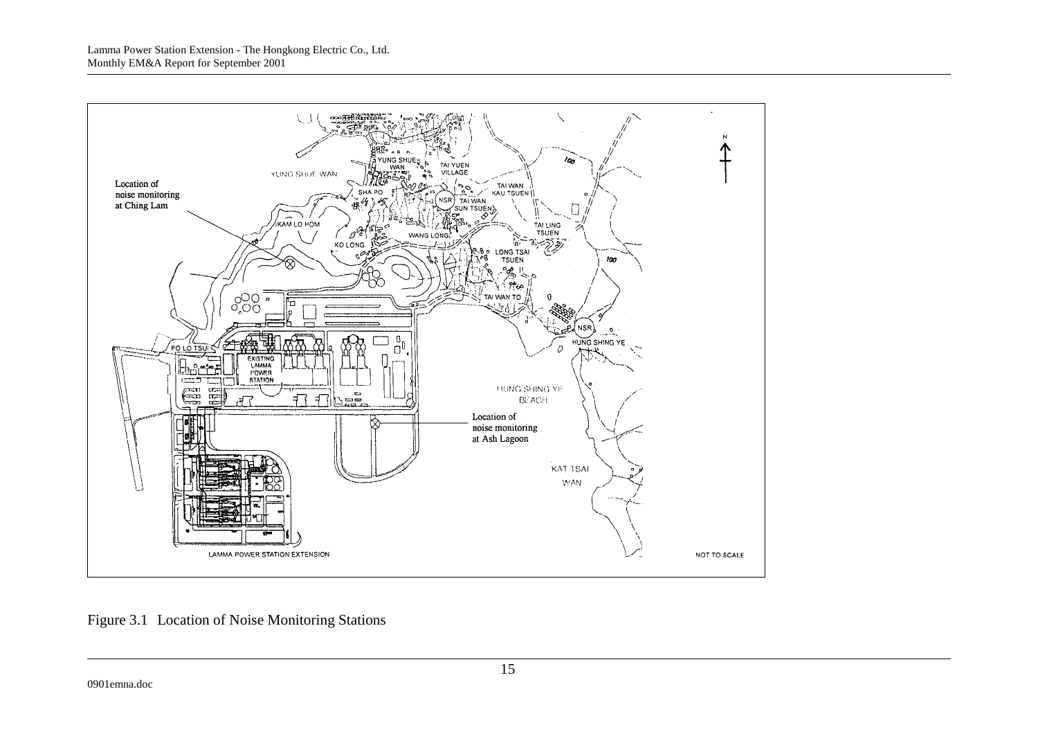Figure 3.1 Location of Noise Monitoring Stations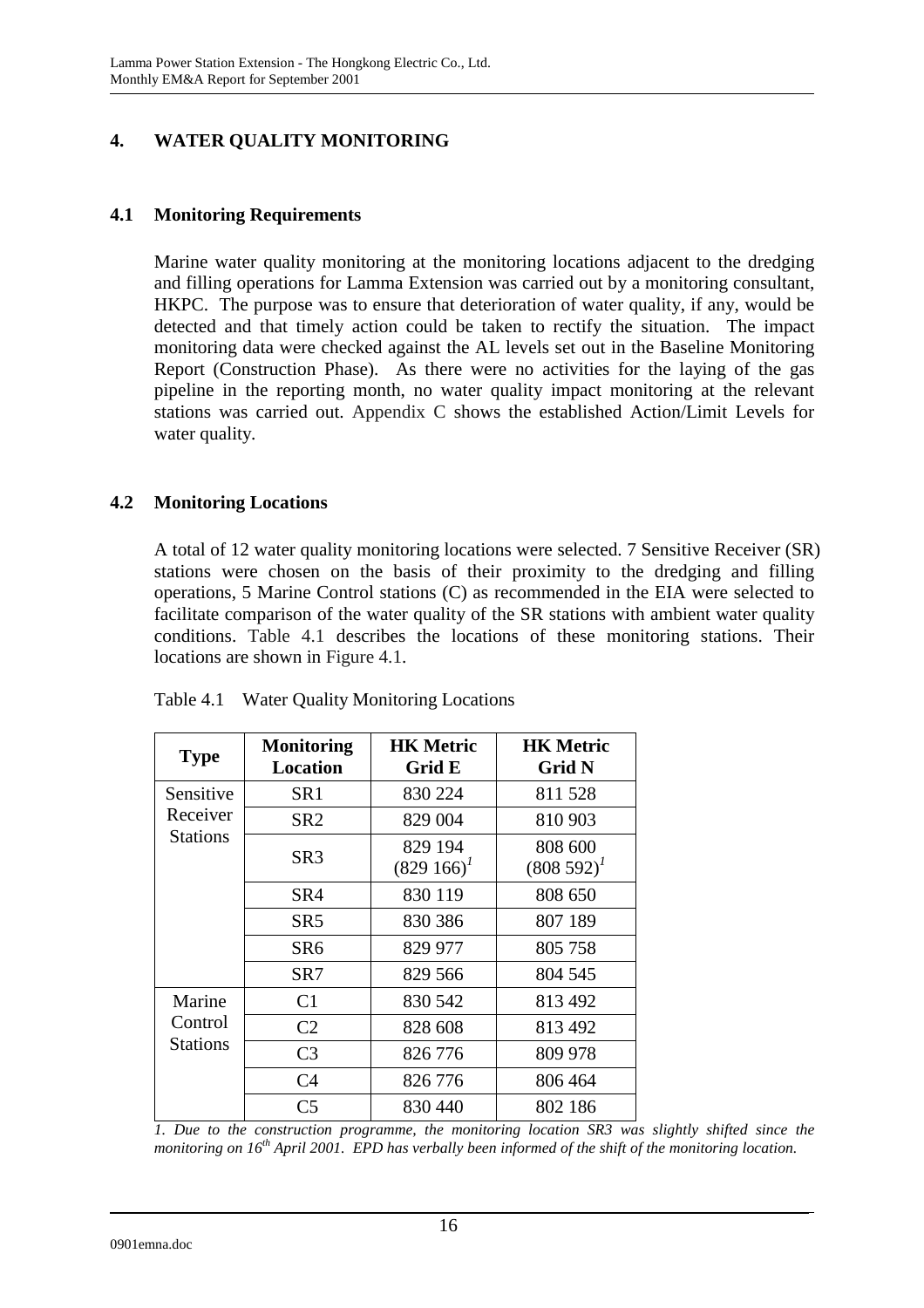## 4. WATER QUALITY MONITORING

### 4.1 Monitoring Requirements

Marine water quality monitoring at the monitoring locations adjacent to the dredging and filling operations for Lamma Extension was carried out by a monitoring consultant, HKPC. The purpose was to ensure that deterioration of water quality, if any, would be detected and that timely action could be taken to rectify the situation. The impact monitoring data were checked against the AL levels set out in the Baseline Monitoring Report (Construction Phase). As there were no activities for the laying of the gas pipeline in the reporting month, no water quality impact monitoring at the relevant stations was carried out. Appendix C shows the established Action/Limit Levels for water quality.

### 4.2 Monitoring Locations

A total of 12 water quality monitoring locations were selected. 7 Sensitive Receiver (SR) stations were chosen on the basis of their proximity to the dredging and filling operations, 5 Marine Control stations (C) as recommended in the EIA were selected to facilitate comparison of the water quality of the SR stations with ambient water quality conditions. Table 4.1 describes the locations of these monitoring stations. Their locations are shown in Figure 4.1.

Table 4.1 Water Quality Monitoring Locations

| Type | Monitoring Location | HK Metric Grid E | HK Metric Grid N |
|---|---|---|---|
| Sensitive Receiver Stations | SR1 | 830 224 | 811 528 |
| | SR2 | 829 004 | 810 903 |
| | SR3 | 829 194 (829 166)[1] | 808 600 (808 592)[1] |
| | SR4 | 830 119 | 808 650 |
| | SR5 | 830 386 | 807 189 |
| | SR6 | 829 977 | 805 758 |
| | SR7 | 829 566 | 804 545 |
| Marine Control Stations | C1 | 830 542 | 813 492 |
| | C2 | 828 608 | 813 492 |
| | C3 | 826 776 | 809 978 |
| | C4 | 826 776 | 806 464 |
| | C5 | 830 440 | 802 186 |

*1. Due to the construction programme, the monitoring location SR3 was slightly shifted since the monitoring on 16th April 2001. EPD has verbally been informed of the shift of the monitoring location.*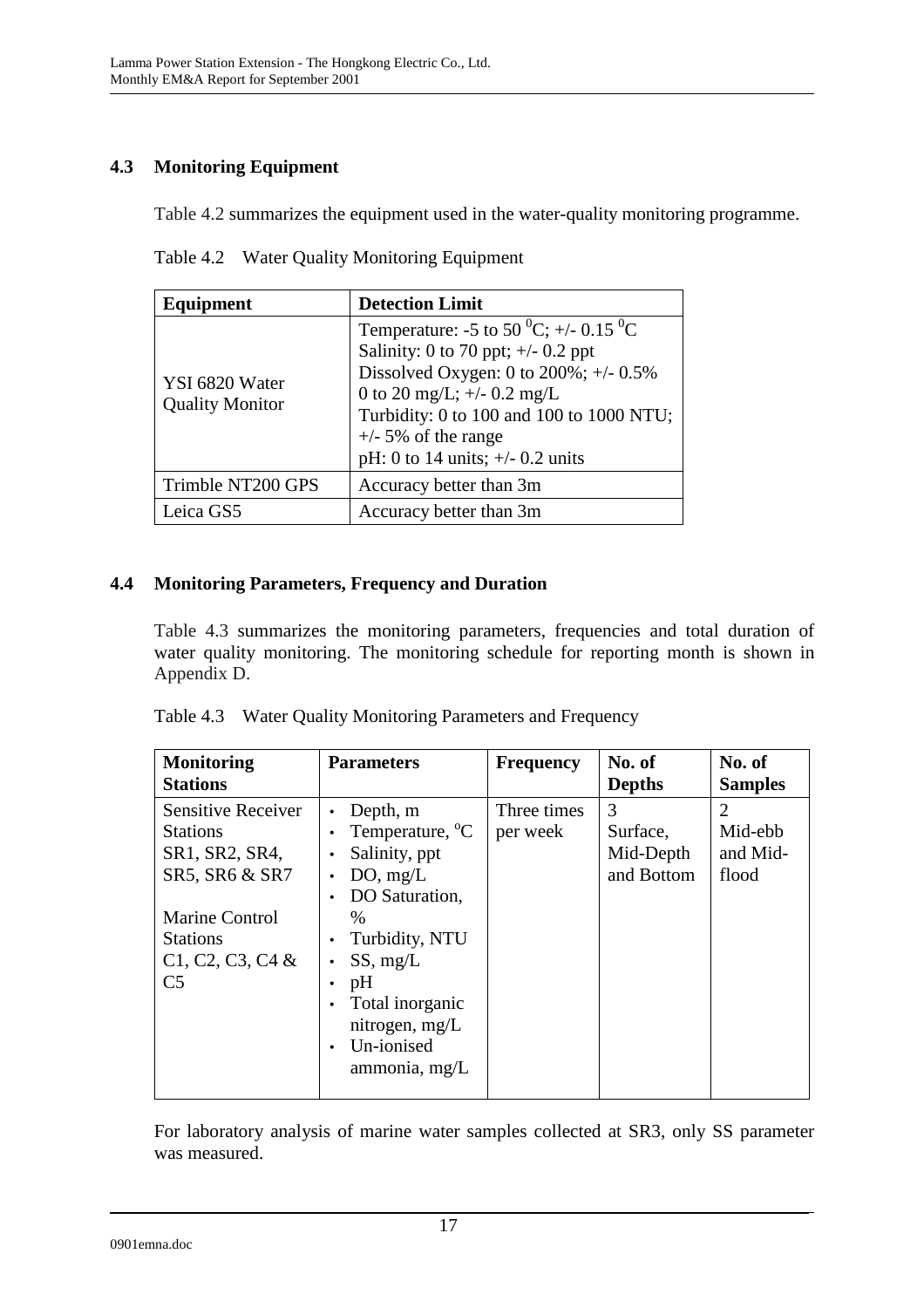## 4.3 Monitoring Equipment

Table 4.2 summarizes the equipment used in the water-quality monitoring programme.

Table 4.2 Water Quality Monitoring Equipment

| Equipment | Detection Limit |
|---|---|
| YSI 6820 Water Quality Monitor | Temperature: -5 to 50 $^{0}$C; +/- 0.15 $^{0}$C<br>Salinity: 0 to 70 ppt; +/- 0.2 ppt<br>Dissolved Oxygen: 0 to 200%; +/- 0.5%<br>0 to 20 mg/L; +/- 0.2 mg/L<br>Turbidity: 0 to 100 and 100 to 1000 NTU; +/- 5% of the range<br>pH: 0 to 14 units; +/- 0.2 units |
| Trimble NT200 GPS | Accuracy better than 3m |
| Leica GS5 | Accuracy better than 3m |

## 4.4 Monitoring Parameters, Frequency and Duration

Table 4.3 summarizes the monitoring parameters, frequencies and total duration of water quality monitoring. The monitoring schedule for reporting month is shown in Appendix D.

Table 4.3 Water Quality Monitoring Parameters and Frequency

| Monitoring Stations | Parameters | Frequency | No. of Depths | No. of Samples |
|---|---|---|---|---|
| Sensitive Receiver Stations SR1, SR2, SR4, SR5, SR6 & SR7<br><br>Marine Control Stations C1, C2, C3, C4 & C5 | • Depth, m<br>• Temperature, $^{o}$C<br>• Salinity, ppt<br>• DO, mg/L<br>• DO Saturation, %<br>• Turbidity, NTU<br>• SS, mg/L<br>• pH<br>• Total inorganic nitrogen, mg/L<br>• Un-ionised ammonia, mg/L | Three times per week | 3<br>Surface, Mid-Depth and Bottom | 2<br>Mid-ebb and Mid-flood |

For laboratory analysis of marine water samples collected at SR3, only SS parameter was measured.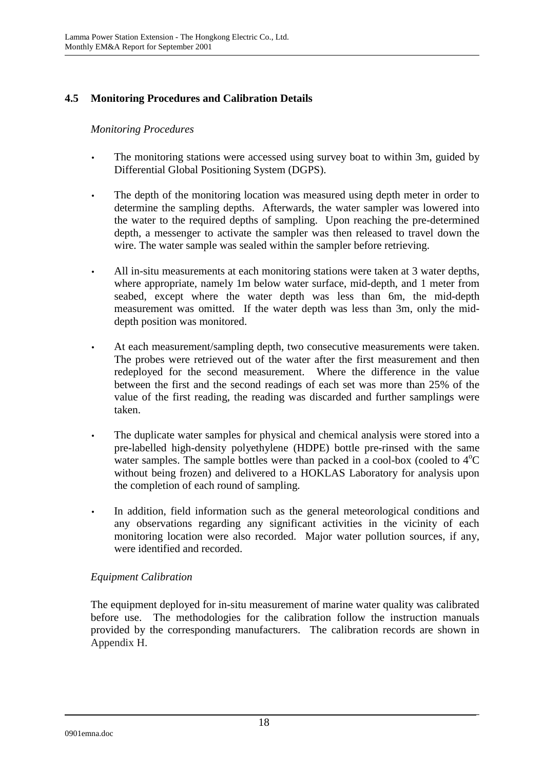## 4.5 Monitoring Procedures and Calibration Details

*Monitoring Procedures*

- The monitoring stations were accessed using survey boat to within 3m, guided by Differential Global Positioning System (DGPS).
- The depth of the monitoring location was measured using depth meter in order to determine the sampling depths. Afterwards, the water sampler was lowered into the water to the required depths of sampling. Upon reaching the pre-determined depth, a messenger to activate the sampler was then released to travel down the wire. The water sample was sealed within the sampler before retrieving.
- All in-situ measurements at each monitoring stations were taken at 3 water depths, where appropriate, namely 1m below water surface, mid-depth, and 1 meter from seabed, except where the water depth was less than 6m, the mid-depth measurement was omitted. If the water depth was less than 3m, only the mid-depth position was monitored.
- At each measurement/sampling depth, two consecutive measurements were taken. The probes were retrieved out of the water after the first measurement and then redeployed for the second measurement. Where the difference in the value between the first and the second readings of each set was more than 25% of the value of the first reading, the reading was discarded and further samplings were taken.
- The duplicate water samples for physical and chemical analysis were stored into a pre-labelled high-density polyethylene (HDPE) bottle pre-rinsed with the same water samples. The sample bottles were than packed in a cool-box (cooled to $4^{o}C$ without being frozen) and delivered to a HOKLAS Laboratory for analysis upon the completion of each round of sampling.
- In addition, field information such as the general meteorological conditions and any observations regarding any significant activities in the vicinity of each monitoring location were also recorded. Major water pollution sources, if any, were identified and recorded.

*Equipment Calibration*

The equipment deployed for in-situ measurement of marine water quality was calibrated before use. The methodologies for the calibration follow the instruction manuals provided by the corresponding manufacturers. The calibration records are shown in Appendix H.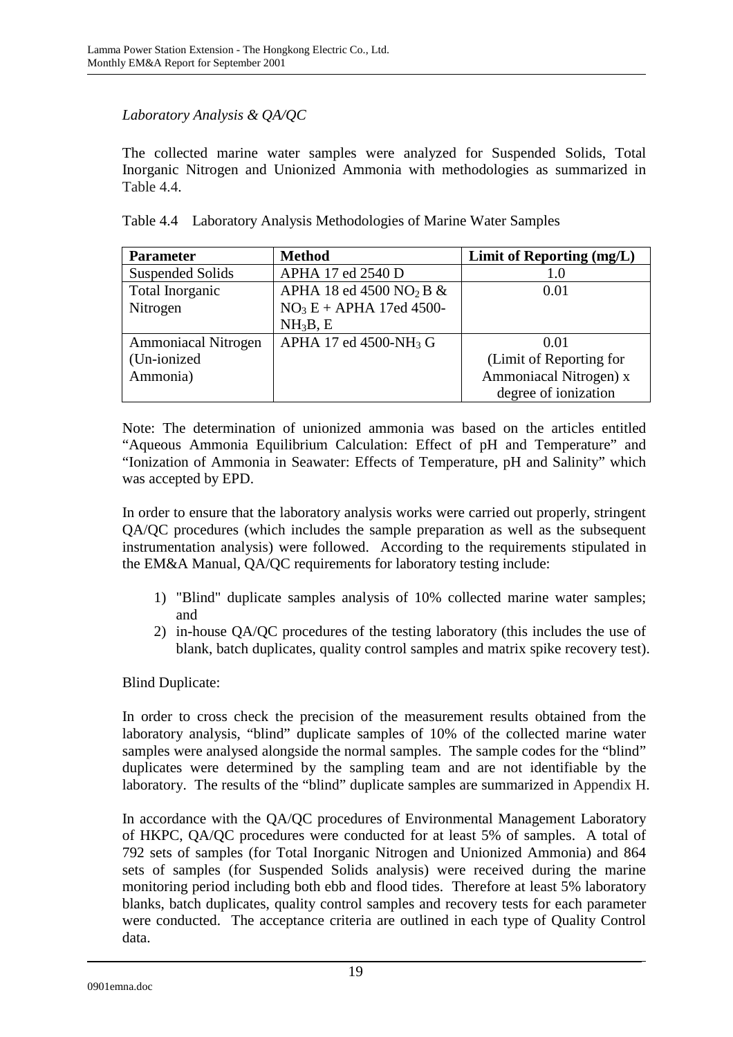*Laboratory Analysis & QA/QC*

The collected marine water samples were analyzed for Suspended Solids, Total Inorganic Nitrogen and Unionized Ammonia with methodologies as summarized in Table 4.4.

Table 4.4 Laboratory Analysis Methodologies of Marine Water Samples

| **Parameter** | **Method** | **Limit of Reporting (mg/L)** |
|---|---|---|
| Suspended Solids | APHA 17 ed 2540 D | 1.0 |
| Total Inorganic Nitrogen | APHA 18 ed 4500 $NO_2$ B & $NO_3$ E + APHA 17ed 4500-$NH_3$B, E | 0.01 |
| Ammoniacal Nitrogen (Un-ionized Ammonia) | APHA 17 ed 4500-$NH_3$ G | 0.01 (Limit of Reporting for Ammoniacal Nitrogen) x degree of ionization |

Note: The determination of unionized ammonia was based on the articles entitled "Aqueous Ammonia Equilibrium Calculation: Effect of pH and Temperature" and "Ionization of Ammonia in Seawater: Effects of Temperature, pH and Salinity" which was accepted by EPD.

In order to ensure that the laboratory analysis works were carried out properly, stringent QA/QC procedures (which includes the sample preparation as well as the subsequent instrumentation analysis) were followed. According to the requirements stipulated in the EM&A Manual, QA/QC requirements for laboratory testing include:

1) "Blind" duplicate samples analysis of 10% collected marine water samples; and
2) in-house QA/QC procedures of the testing laboratory (this includes the use of blank, batch duplicates, quality control samples and matrix spike recovery test).

Blind Duplicate:

In order to cross check the precision of the measurement results obtained from the laboratory analysis, "blind" duplicate samples of 10% of the collected marine water samples were analysed alongside the normal samples. The sample codes for the "blind" duplicates were determined by the sampling team and are not identifiable by the laboratory. The results of the "blind" duplicate samples are summarized in Appendix H.

In accordance with the QA/QC procedures of Environmental Management Laboratory of HKPC, QA/QC procedures were conducted for at least 5% of samples. A total of 792 sets of samples (for Total Inorganic Nitrogen and Unionized Ammonia) and 864 sets of samples (for Suspended Solids analysis) were received during the marine monitoring period including both ebb and flood tides. Therefore at least 5% laboratory blanks, batch duplicates, quality control samples and recovery tests for each parameter were conducted. The acceptance criteria are outlined in each type of Quality Control data.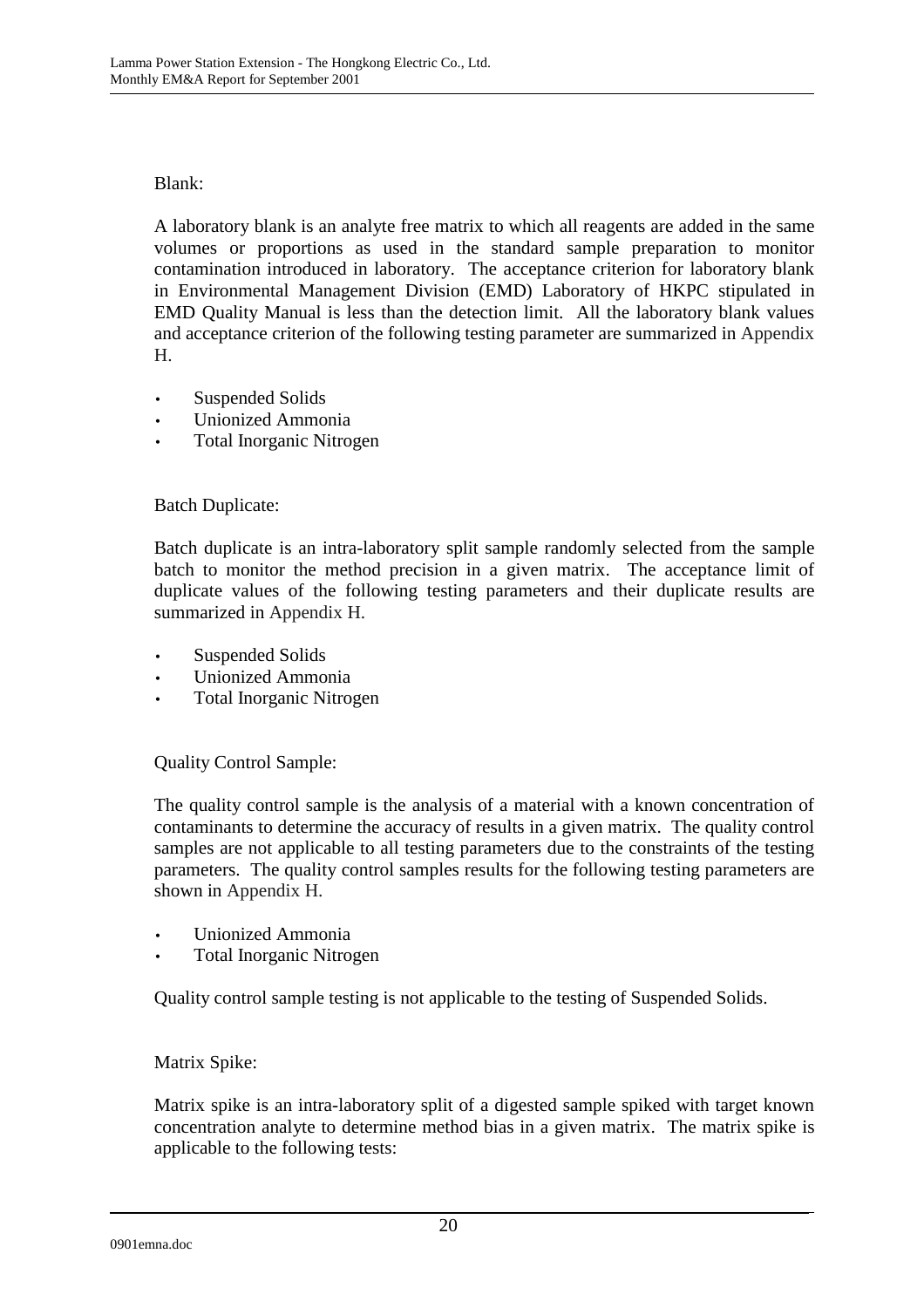Blank:

A laboratory blank is an analyte free matrix to which all reagents are added in the same volumes or proportions as used in the standard sample preparation to monitor contamination introduced in laboratory. The acceptance criterion for laboratory blank in Environmental Management Division (EMD) Laboratory of HKPC stipulated in EMD Quality Manual is less than the detection limit. All the laboratory blank values and acceptance criterion of the following testing parameter are summarized in Appendix H.

- Suspended Solids
- Unionized Ammonia
- Total Inorganic Nitrogen

Batch Duplicate:

Batch duplicate is an intra-laboratory split sample randomly selected from the sample batch to monitor the method precision in a given matrix. The acceptance limit of duplicate values of the following testing parameters and their duplicate results are summarized in Appendix H.

- Suspended Solids
- Unionized Ammonia
- Total Inorganic Nitrogen

Quality Control Sample:

The quality control sample is the analysis of a material with a known concentration of contaminants to determine the accuracy of results in a given matrix. The quality control samples are not applicable to all testing parameters due to the constraints of the testing parameters. The quality control samples results for the following testing parameters are shown in Appendix H.

- Unionized Ammonia
- Total Inorganic Nitrogen

Quality control sample testing is not applicable to the testing of Suspended Solids.

Matrix Spike:

Matrix spike is an intra-laboratory split of a digested sample spiked with target known concentration analyte to determine method bias in a given matrix. The matrix spike is applicable to the following tests: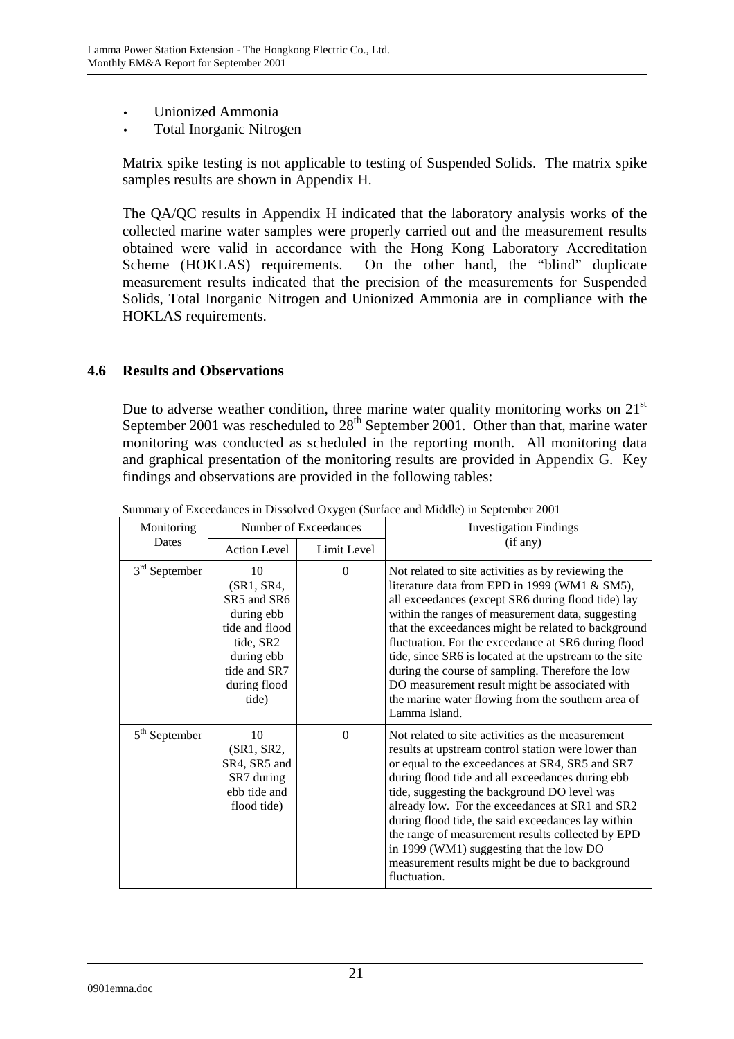- Unionized Ammonia
- Total Inorganic Nitrogen

Matrix spike testing is not applicable to testing of Suspended Solids. The matrix spike samples results are shown in Appendix H.

The QA/QC results in Appendix H indicated that the laboratory analysis works of the collected marine water samples were properly carried out and the measurement results obtained were valid in accordance with the Hong Kong Laboratory Accreditation Scheme (HOKLAS) requirements. On the other hand, the "blind" duplicate measurement results indicated that the precision of the measurements for Suspended Solids, Total Inorganic Nitrogen and Unionized Ammonia are in compliance with the HOKLAS requirements.

### 4.6 Results and Observations

Due to adverse weather condition, three marine water quality monitoring works on 21st September 2001 was rescheduled to 28th September 2001. Other than that, marine water monitoring was conducted as scheduled in the reporting month. All monitoring data and graphical presentation of the monitoring results are provided in Appendix G. Key findings and observations are provided in the following tables:

Summary of Exceedances in Dissolved Oxygen (Surface and Middle) in September 2001

| Monitoring Dates | Number of Exceedances | | Investigation Findings (if any) |
|---|---|---|---|
| | Action Level | Limit Level | |
| 3rd September | 10 (SR1, SR4, SR5 and SR6 during ebb tide and flood tide, SR2 during ebb tide and SR7 during flood tide) | 0 | Not related to site activities as by reviewing the literature data from EPD in 1999 (WM1 & SM5), all exceedances (except SR6 during flood tide) lay within the ranges of measurement data, suggesting that the exceedances might be related to background fluctuation. For the exceedance at SR6 during flood tide, since SR6 is located at the upstream to the site during the course of sampling. Therefore the low DO measurement result might be associated with the marine water flowing from the southern area of Lamma Island. |
| 5th September | 10 (SR1, SR2, SR4, SR5 and SR7 during ebb tide and flood tide) | 0 | Not related to site activities as the measurement results at upstream control station were lower than or equal to the exceedances at SR4, SR5 and SR7 during flood tide and all exceedances during ebb tide, suggesting the background DO level was already low. For the exceedances at SR1 and SR2 during flood tide, the said exceedances lay within the range of measurement results collected by EPD in 1999 (WM1) suggesting that the low DO measurement results might be due to background fluctuation. |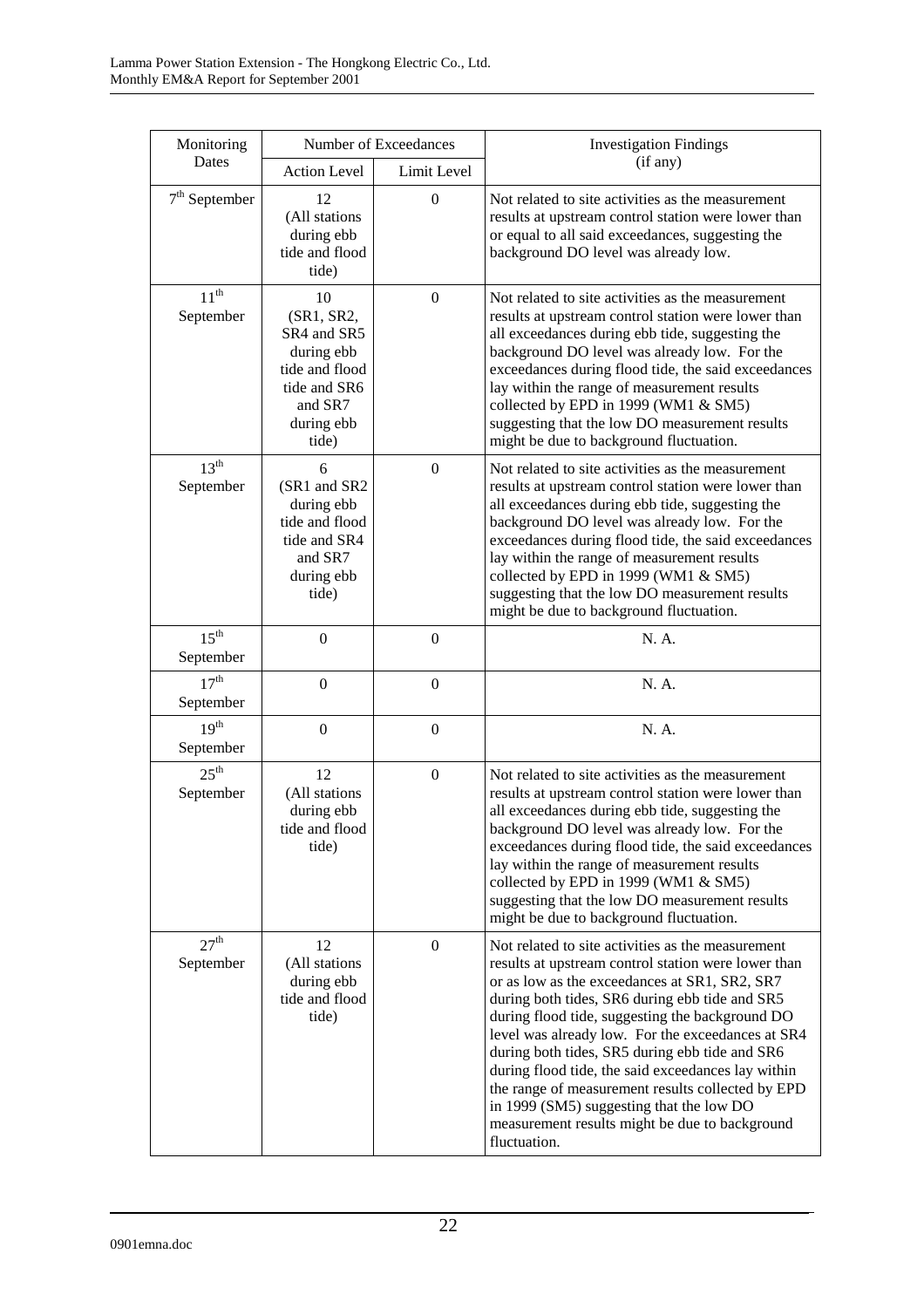| Monitoring Dates | Number of Exceedances | | Investigation Findings (if any) |
|---|---|---|---|
| | Action Level | Limit Level | |
| 7th September | 12 (All stations during ebb tide and flood tide) | 0 | Not related to site activities as the measurement results at upstream control station were lower than or equal to all said exceedances, suggesting the background DO level was already low. |
| 11th September | 10 (SR1, SR2, SR4 and SR5 during ebb tide and flood tide and SR6 and SR7 during ebb tide) | 0 | Not related to site activities as the measurement results at upstream control station were lower than all exceedances during ebb tide, suggesting the background DO level was already low. For the exceedances during flood tide, the said exceedances lay within the range of measurement results collected by EPD in 1999 (WM1 & SM5) suggesting that the low DO measurement results might be due to background fluctuation. |
| 13th September | 6 (SR1 and SR2 during ebb tide and flood tide and SR4 and SR7 during ebb tide) | 0 | Not related to site activities as the measurement results at upstream control station were lower than all exceedances during ebb tide, suggesting the background DO level was already low. For the exceedances during flood tide, the said exceedances lay within the range of measurement results collected by EPD in 1999 (WM1 & SM5) suggesting that the low DO measurement results might be due to background fluctuation. |
| 15th September | 0 | 0 | N. A. |
| 17th September | 0 | 0 | N. A. |
| 19th September | 0 | 0 | N. A. |
| 25th September | 12 (All stations during ebb tide and flood tide) | 0 | Not related to site activities as the measurement results at upstream control station were lower than all exceedances during ebb tide, suggesting the background DO level was already low. For the exceedances during flood tide, the said exceedances lay within the range of measurement results collected by EPD in 1999 (WM1 & SM5) suggesting that the low DO measurement results might be due to background fluctuation. |
| 27th September | 12 (All stations during ebb tide and flood tide) | 0 | Not related to site activities as the measurement results at upstream control station were lower than or as low as the exceedances at SR1, SR2, SR7 during both tides, SR6 during ebb tide and SR5 during flood tide, suggesting the background DO level was already low. For the exceedances at SR4 during both tides, SR5 during ebb tide and SR6 during flood tide, the said exceedances lay within the range of measurement results collected by EPD in 1999 (SM5) suggesting that the low DO measurement results might be due to background fluctuation. |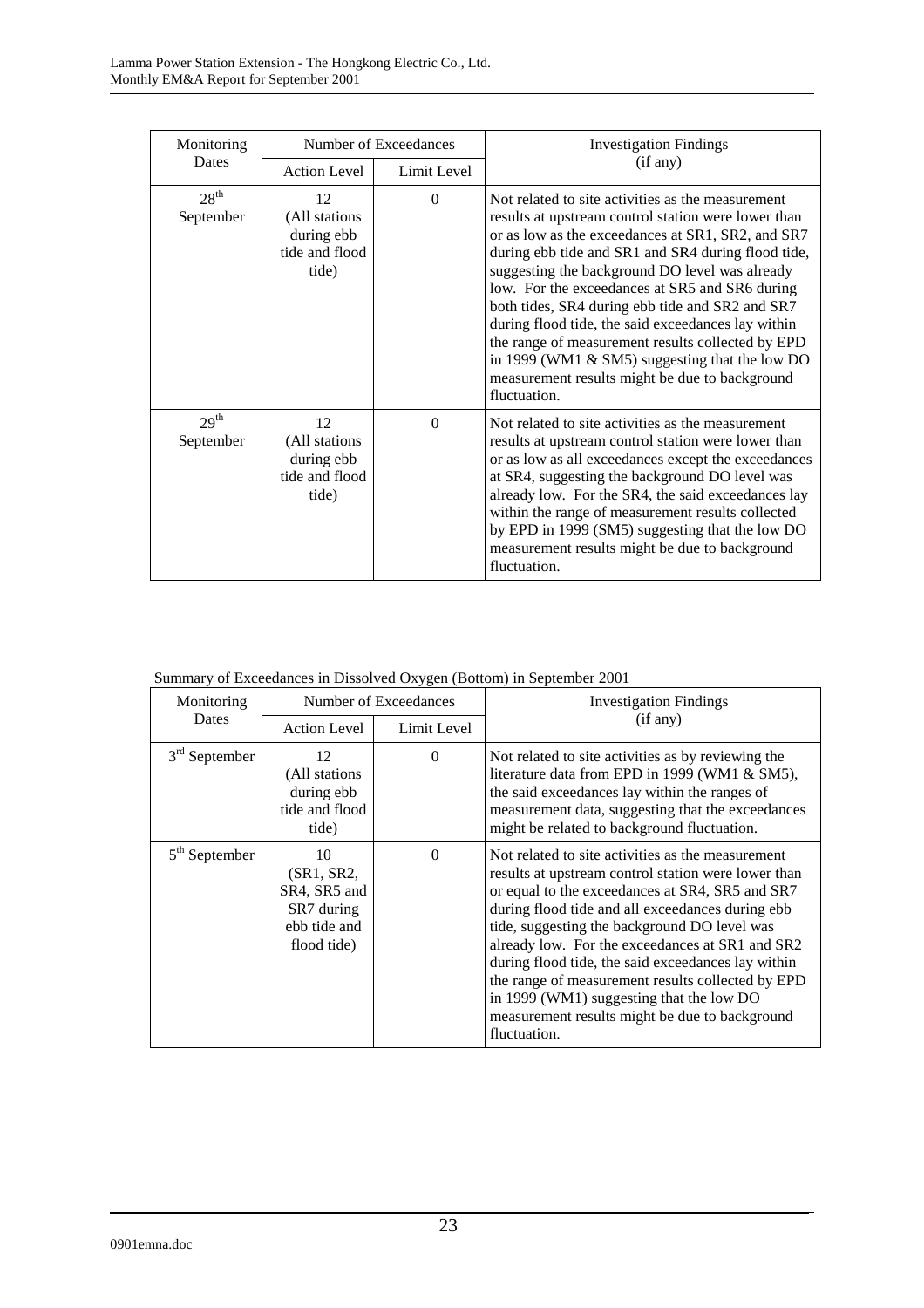| Monitoring Dates | Number of Exceedances | | Investigation Findings (if any) |
|---|---|---|---|
| | Action Level | Limit Level | |
| 28th September | 12 (All stations during ebb tide and flood tide) | 0 | Not related to site activities as the measurement results at upstream control station were lower than or as low as the exceedances at SR1, SR2, and SR7 during ebb tide and SR1 and SR4 during flood tide, suggesting the background DO level was already low. For the exceedances at SR5 and SR6 during both tides, SR4 during ebb tide and SR2 and SR7 during flood tide, the said exceedances lay within the range of measurement results collected by EPD in 1999 (WM1 & SM5) suggesting that the low DO measurement results might be due to background fluctuation. |
| 29th September | 12 (All stations during ebb tide and flood tide) | 0 | Not related to site activities as the measurement results at upstream control station were lower than or as low as all exceedances except the exceedances at SR4, suggesting the background DO level was already low. For the SR4, the said exceedances lay within the range of measurement results collected by EPD in 1999 (SM5) suggesting that the low DO measurement results might be due to background fluctuation. |

Summary of Exceedances in Dissolved Oxygen (Bottom) in September 2001

| Monitoring Dates | Number of Exceedances | | Investigation Findings (if any) |
|---|---|---|---|
| | Action Level | Limit Level | |
| 3rd September | 12 (All stations during ebb tide and flood tide) | 0 | Not related to site activities as by reviewing the literature data from EPD in 1999 (WM1 & SM5), the said exceedances lay within the ranges of measurement data, suggesting that the exceedances might be related to background fluctuation. |
| 5th September | 10 (SR1, SR2, SR4, SR5 and SR7 during ebb tide and flood tide) | 0 | Not related to site activities as the measurement results at upstream control station were lower than or equal to the exceedances at SR4, SR5 and SR7 during flood tide and all exceedances during ebb tide, suggesting the background DO level was already low. For the exceedances at SR1 and SR2 during flood tide, the said exceedances lay within the range of measurement results collected by EPD in 1999 (WM1) suggesting that the low DO measurement results might be due to background fluctuation. |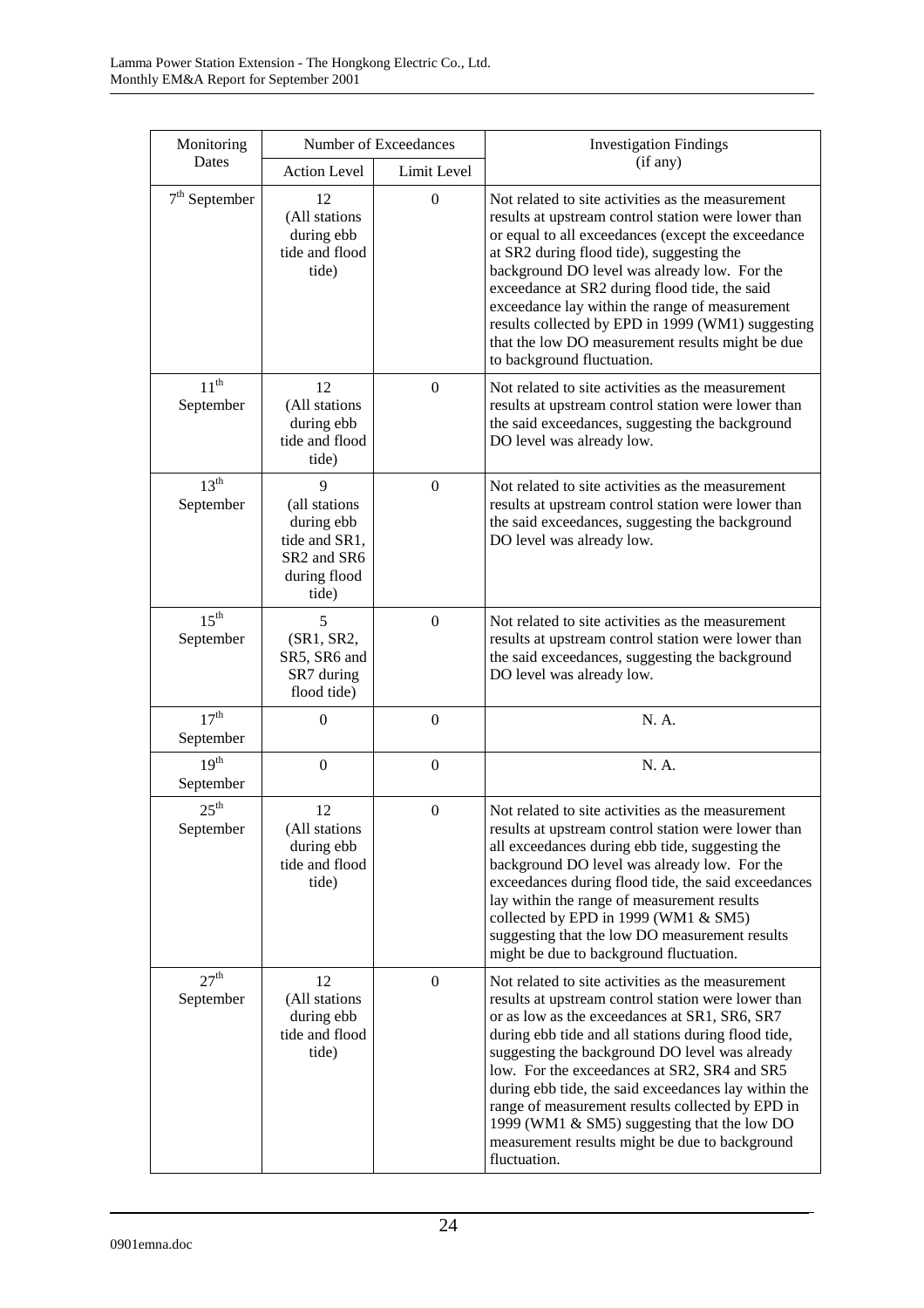| Monitoring Dates | Number of Exceedances | | Investigation Findings (if any) |
|---|---|---|---|
| | Action Level | Limit Level | |
| 7th September | 12 (All stations during ebb tide and flood tide) | 0 | Not related to site activities as the measurement results at upstream control station were lower than or equal to all exceedances (except the exceedance at SR2 during flood tide), suggesting the background DO level was already low. For the exceedance at SR2 during flood tide, the said exceedance lay within the range of measurement results collected by EPD in 1999 (WM1) suggesting that the low DO measurement results might be due to background fluctuation. |
| 11th September | 12 (All stations during ebb tide and flood tide) | 0 | Not related to site activities as the measurement results at upstream control station were lower than the said exceedances, suggesting the background DO level was already low. |
| 13th September | 9 (all stations during ebb tide and SR1, SR2 and SR6 during flood tide) | 0 | Not related to site activities as the measurement results at upstream control station were lower than the said exceedances, suggesting the background DO level was already low. |
| 15th September | 5 (SR1, SR2, SR5, SR6 and SR7 during flood tide) | 0 | Not related to site activities as the measurement results at upstream control station were lower than the said exceedances, suggesting the background DO level was already low. |
| 17th September | 0 | 0 | N. A. |
| 19th September | 0 | 0 | N. A. |
| 25th September | 12 (All stations during ebb tide and flood tide) | 0 | Not related to site activities as the measurement results at upstream control station were lower than all exceedances during ebb tide, suggesting the background DO level was already low. For the exceedances during flood tide, the said exceedances lay within the range of measurement results collected by EPD in 1999 (WM1 & SM5) suggesting that the low DO measurement results might be due to background fluctuation. |
| 27th September | 12 (All stations during ebb tide and flood tide) | 0 | Not related to site activities as the measurement results at upstream control station were lower than or as low as the exceedances at SR1, SR6, SR7 during ebb tide and all stations during flood tide, suggesting the background DO level was already low. For the exceedances at SR2, SR4 and SR5 during ebb tide, the said exceedances lay within the range of measurement results collected by EPD in 1999 (WM1 & SM5) suggesting that the low DO measurement results might be due to background fluctuation. |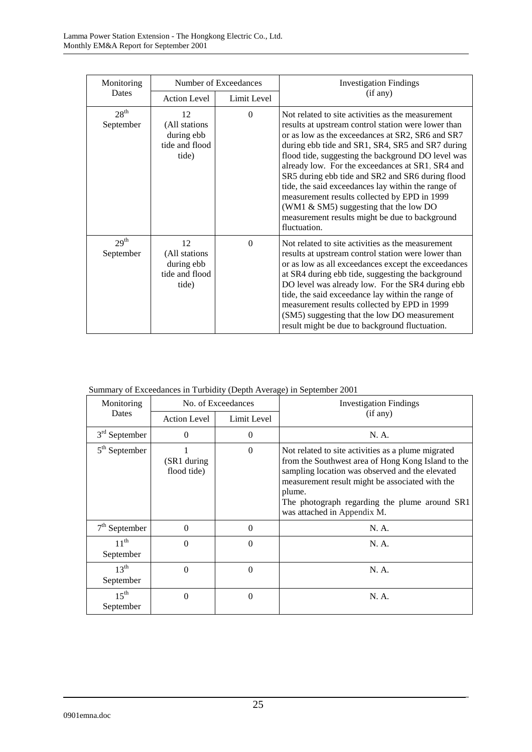| Monitoring Dates | Number of Exceedances | | Investigation Findings (if any) |
|---|---|---|---|
| | Action Level | Limit Level | |
| 28th September | 12 (All stations during ebb tide and flood tide) | 0 | Not related to site activities as the measurement results at upstream control station were lower than or as low as the exceedances at SR2, SR6 and SR7 during ebb tide and SR1, SR4, SR5 and SR7 during flood tide, suggesting the background DO level was already low. For the exceedances at SR1, SR4 and SR5 during ebb tide and SR2 and SR6 during flood tide, the said exceedances lay within the range of measurement results collected by EPD in 1999 (WM1 & SM5) suggesting that the low DO measurement results might be due to background fluctuation. |
| 29th September | 12 (All stations during ebb tide and flood tide) | 0 | Not related to site activities as the measurement results at upstream control station were lower than or as low as all exceedances except the exceedances at SR4 during ebb tide, suggesting the background DO level was already low. For the SR4 during ebb tide, the said exceedance lay within the range of measurement results collected by EPD in 1999 (SM5) suggesting that the low DO measurement result might be due to background fluctuation. |

Summary of Exceedances in Turbidity (Depth Average) in September 2001

| Monitoring Dates | No. of Exceedances | | Investigation Findings (if any) |
|---|---|---|---|
| | Action Level | Limit Level | |
| 3rd September | 0 | 0 | N. A. |
| 5th September | 1 (SR1 during flood tide) | 0 | Not related to site activities as a plume migrated from the Southwest area of Hong Kong Island to the sampling location was observed and the elevated measurement result might be associated with the plume. The photograph regarding the plume around SR1 was attached in Appendix M. |
| 7th September | 0 | 0 | N. A. |
| 11th September | 0 | 0 | N. A. |
| 13th September | 0 | 0 | N. A. |
| 15th September | 0 | 0 | N. A. |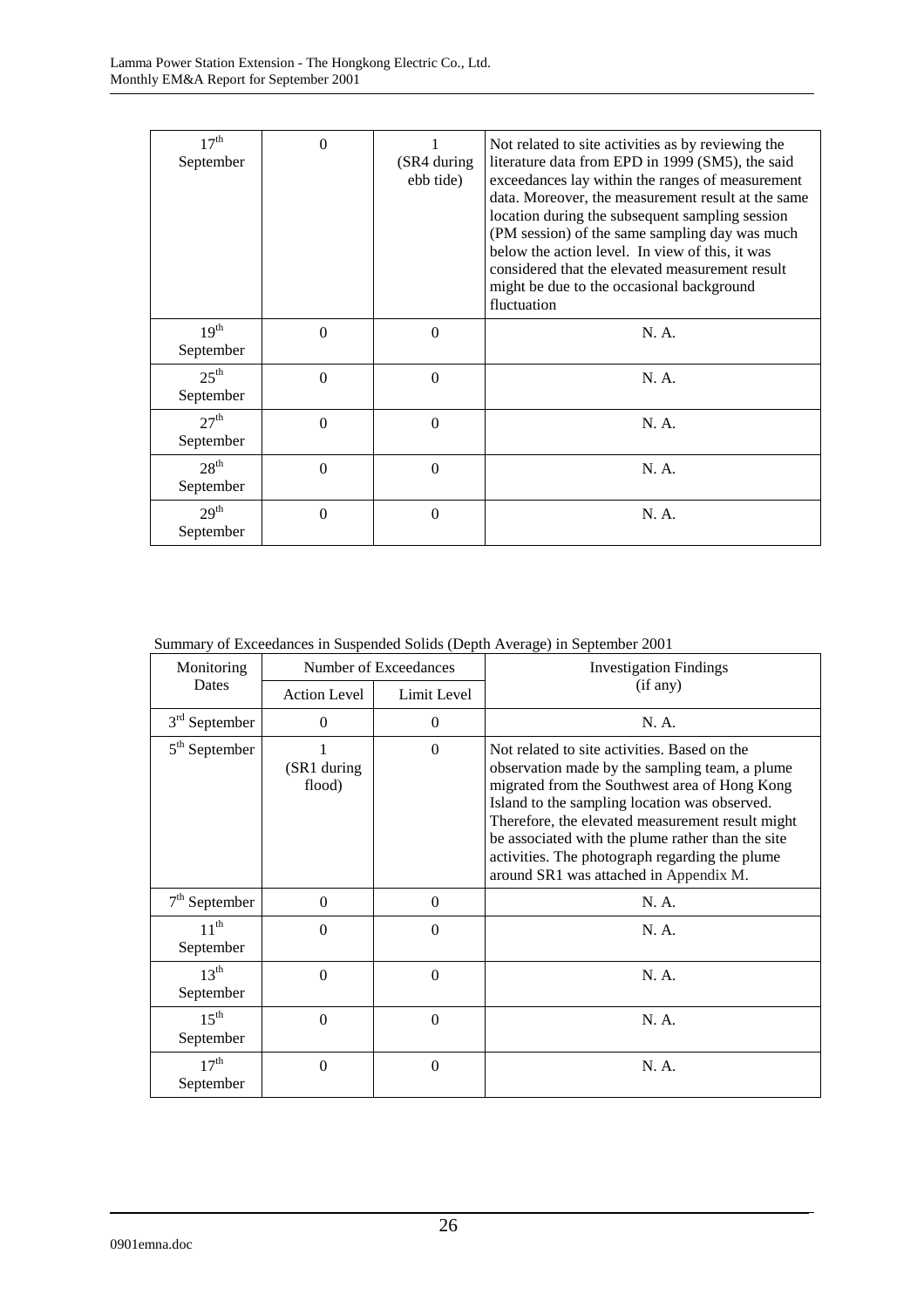| 17th September | 0 | 1 (SR4 during ebb tide) | Not related to site activities as by reviewing the literature data from EPD in 1999 (SM5), the said exceedances lay within the ranges of measurement data. Moreover, the measurement result at the same location during the subsequent sampling session (PM session) of the same sampling day was much below the action level. In view of this, it was considered that the elevated measurement result might be due to the occasional background fluctuation |
|---|---|---|---|
| 19th September | 0 | 0 | N. A. |
| 25th September | 0 | 0 | N. A. |
| 27th September | 0 | 0 | N. A. |
| 28th September | 0 | 0 | N. A. |
| 29th September | 0 | 0 | N. A. |

Summary of Exceedances in Suspended Solids (Depth Average) in September 2001

| Monitoring Dates | Number of Exceedances | | Investigation Findings (if any) |
|---|---|---|---|
| | Action Level | Limit Level | |
| 3rd September | 0 | 0 | N. A. |
| 5th September | 1 (SR1 during flood) | 0 | Not related to site activities. Based on the observation made by the sampling team, a plume migrated from the Southwest area of Hong Kong Island to the sampling location was observed. Therefore, the elevated measurement result might be associated with the plume rather than the site activities. The photograph regarding the plume around SR1 was attached in Appendix M. |
| 7th September | 0 | 0 | N. A. |
| 11th September | 0 | 0 | N. A. |
| 13th September | 0 | 0 | N. A. |
| 15th September | 0 | 0 | N. A. |
| 17th September | 0 | 0 | N. A. |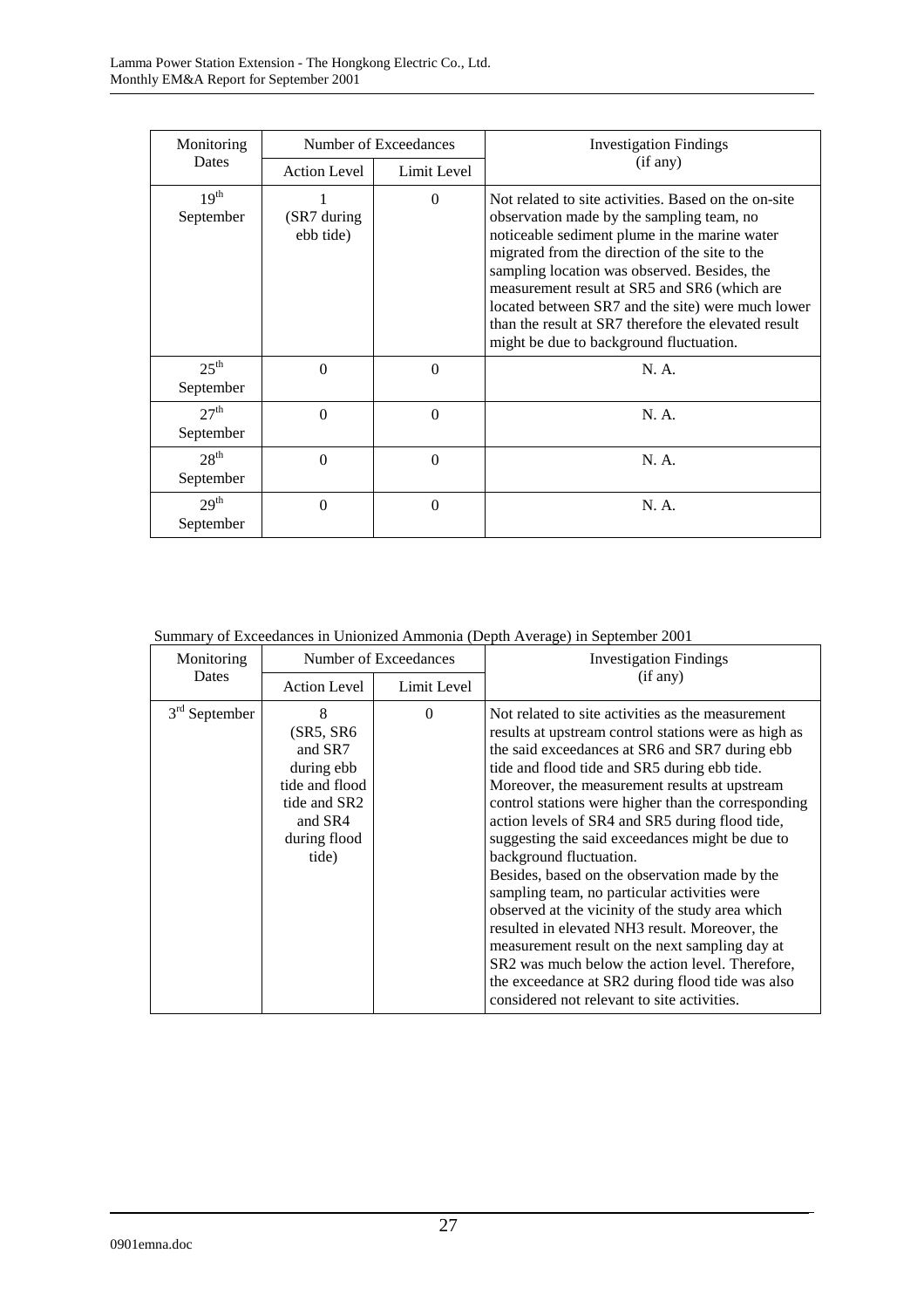| Monitoring Dates | Number of Exceedances | | Investigation Findings (if any) |
|---|---|---|---|
| | Action Level | Limit Level | |
| 19th September | 1 (SR7 during ebb tide) | 0 | Not related to site activities. Based on the on-site observation made by the sampling team, no noticeable sediment plume in the marine water migrated from the direction of the site to the sampling location was observed. Besides, the measurement result at SR5 and SR6 (which are located between SR7 and the site) were much lower than the result at SR7 therefore the elevated result might be due to background fluctuation. |
| 25th September | 0 | 0 | N. A. |
| 27th September | 0 | 0 | N. A. |
| 28th September | 0 | 0 | N. A. |
| 29th September | 0 | 0 | N. A. |

Summary of Exceedances in Unionized Ammonia (Depth Average) in September 2001

| Monitoring Dates | Number of Exceedances | | Investigation Findings (if any) |
|---|---|---|---|
| | Action Level | Limit Level | |
| 3rd September | 8 (SR5, SR6 and SR7 during ebb tide and flood tide and SR2 and SR4 during flood tide) | 0 | Not related to site activities as the measurement results at upstream control stations were as high as the said exceedances at SR6 and SR7 during ebb tide and flood tide and SR5 during ebb tide. Moreover, the measurement results at upstream control stations were higher than the corresponding action levels of SR4 and SR5 during flood tide, suggesting the said exceedances might be due to background fluctuation. Besides, based on the observation made by the sampling team, no particular activities were observed at the vicinity of the study area which resulted in elevated NH3 result. Moreover, the measurement result on the next sampling day at SR2 was much below the action level. Therefore, the exceedance at SR2 during flood tide was also considered not relevant to site activities. |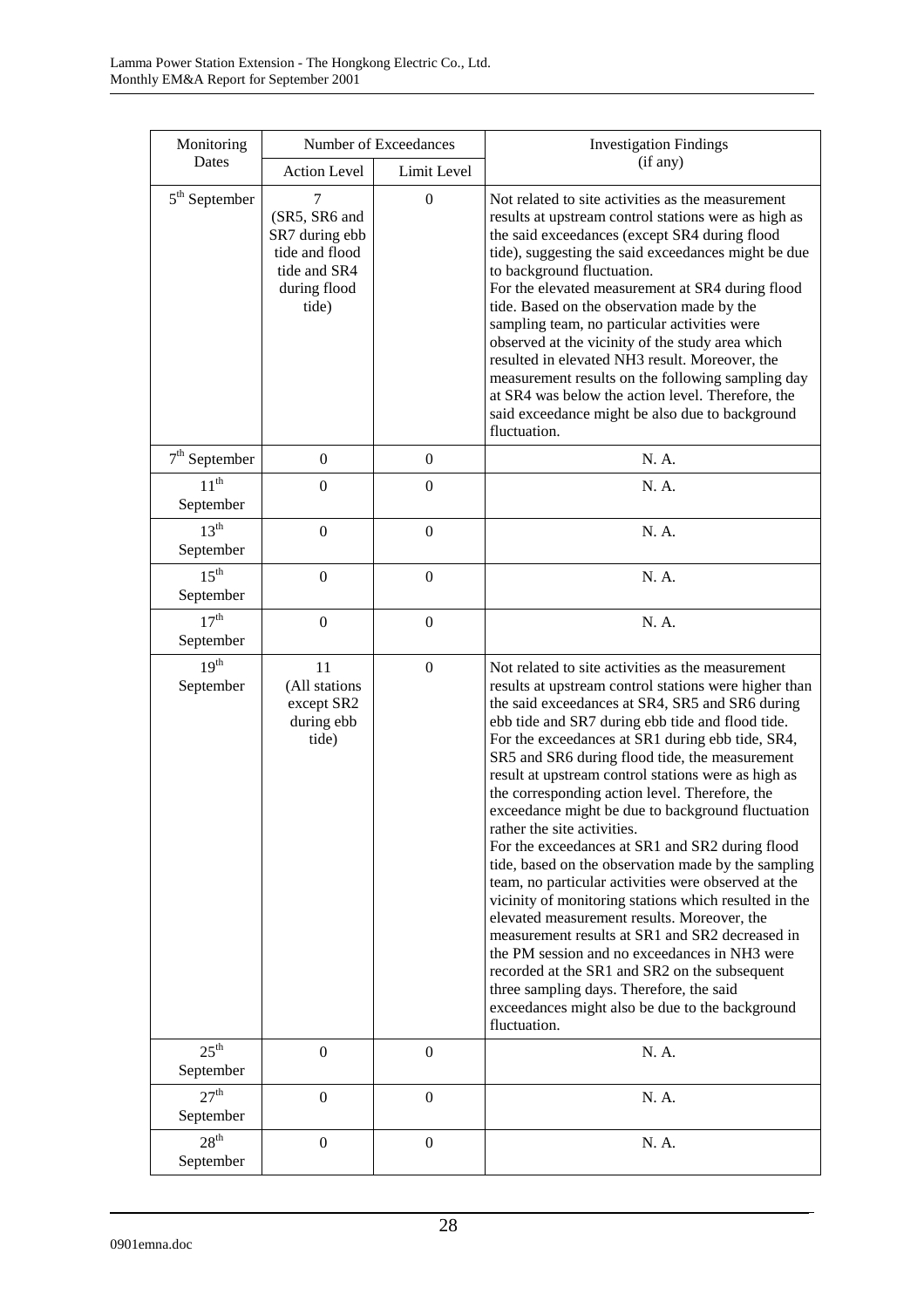| Monitoring Dates | Number of Exceedances | | Investigation Findings (if any) |
|---|---|---|---|
| | Action Level | Limit Level | |
| 5th September | 7 (SR5, SR6 and SR7 during ebb tide and flood tide and SR4 during flood tide) | 0 | Not related to site activities as the measurement results at upstream control stations were as high as the said exceedances (except SR4 during flood tide), suggesting the said exceedances might be due to background fluctuation. For the elevated measurement at SR4 during flood tide. Based on the observation made by the sampling team, no particular activities were observed at the vicinity of the study area which resulted in elevated NH3 result. Moreover, the measurement results on the following sampling day at SR4 was below the action level. Therefore, the said exceedance might be also due to background fluctuation. |
| 7th September | 0 | 0 | N. A. |
| 11th September | 0 | 0 | N. A. |
| 13th September | 0 | 0 | N. A. |
| 15th September | 0 | 0 | N. A. |
| 17th September | 0 | 0 | N. A. |
| 19th September | 11 (All stations except SR2 during ebb tide) | 0 | Not related to site activities as the measurement results at upstream control stations were higher than the said exceedances at SR4, SR5 and SR6 during ebb tide and SR7 during ebb tide and flood tide. For the exceedances at SR1 during ebb tide, SR4, SR5 and SR6 during flood tide, the measurement result at upstream control stations were as high as the corresponding action level. Therefore, the exceedance might be due to background fluctuation rather the site activities. For the exceedances at SR1 and SR2 during flood tide, based on the observation made by the sampling team, no particular activities were observed at the vicinity of monitoring stations which resulted in the elevated measurement results. Moreover, the measurement results at SR1 and SR2 decreased in the PM session and no exceedances in NH3 were recorded at the SR1 and SR2 on the subsequent three sampling days. Therefore, the said exceedances might also be due to the background fluctuation. |
| 25th September | 0 | 0 | N. A. |
| 27th September | 0 | 0 | N. A. |
| 28th September | 0 | 0 | N. A. |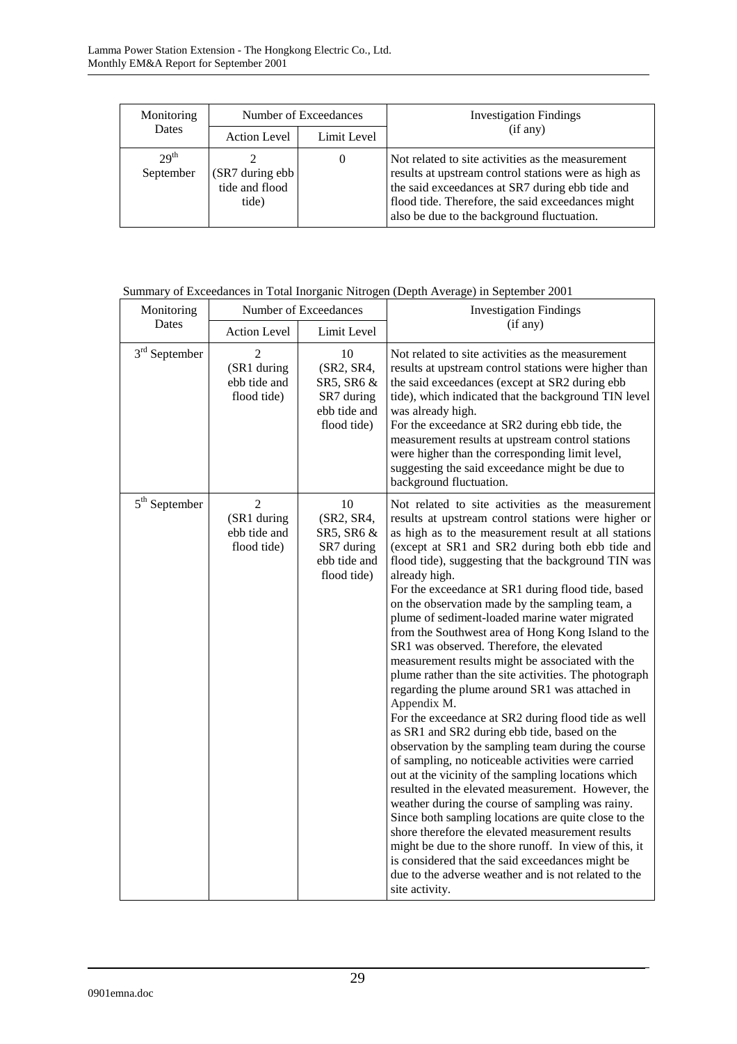| Monitoring Dates | Number of Exceedances | | Investigation Findings (if any) |
|---|---|---|---|
| | Action Level | Limit Level | |
| 29th September | 2 (SR7 during ebb tide and flood tide) | 0 | Not related to site activities as the measurement results at upstream control stations were as high as the said exceedances at SR7 during ebb tide and flood tide. Therefore, the said exceedances might also be due to the background fluctuation. |

Summary of Exceedances in Total Inorganic Nitrogen (Depth Average) in September 2001

| Monitoring Dates | Number of Exceedances | | Investigation Findings (if any) |
|---|---|---|---|
| | Action Level | Limit Level | |
| 3rd September | 2 (SR1 during ebb tide and flood tide) | 10 (SR2, SR4, SR5, SR6 & SR7 during ebb tide and flood tide) | Not related to site activities as the measurement results at upstream control stations were higher than the said exceedances (except at SR2 during ebb tide), which indicated that the background TIN level was already high. For the exceedance at SR2 during ebb tide, the measurement results at upstream control stations were higher than the corresponding limit level, suggesting the said exceedance might be due to background fluctuation. |
| 5th September | 2 (SR1 during ebb tide and flood tide) | 10 (SR2, SR4, SR5, SR6 & SR7 during ebb tide and flood tide) | Not related to site activities as the measurement results at upstream control stations were higher or as high as to the measurement result at all stations (except at SR1 and SR2 during both ebb tide and flood tide), suggesting that the background TIN was already high. For the exceedance at SR1 during flood tide, based on the observation made by the sampling team, a plume of sediment-loaded marine water migrated from the Southwest area of Hong Kong Island to the SR1 was observed. Therefore, the elevated measurement results might be associated with the plume rather than the site activities. The photograph regarding the plume around SR1 was attached in Appendix M. For the exceedance at SR2 during flood tide as well as SR1 and SR2 during ebb tide, based on the observation by the sampling team during the course of sampling, no noticeable activities were carried out at the vicinity of the sampling locations which resulted in the elevated measurement. However, the weather during the course of sampling was rainy. Since both sampling locations are quite close to the shore therefore the elevated measurement results might be due to the shore runoff. In view of this, it is considered that the said exceedances might be due to the adverse weather and is not related to the site activity. |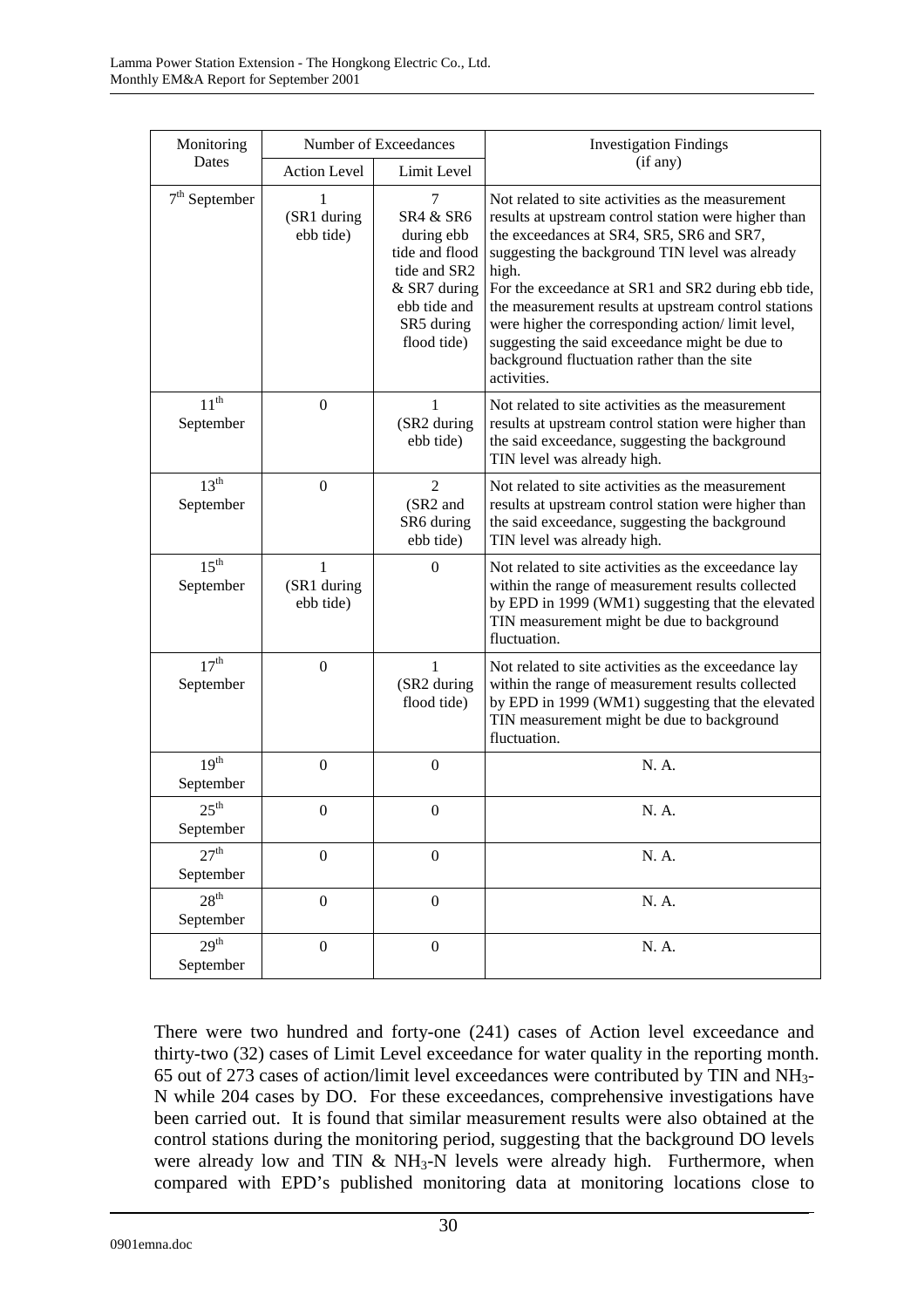| Monitoring Dates | Number of Exceedances | | Investigation Findings (if any) |
|---|---|---|---|
| | Action Level | Limit Level | |
| 7th September | 1 (SR1 during ebb tide) | 7 SR4 & SR6 during ebb tide and flood tide and SR2 & SR7 during ebb tide and SR5 during flood tide) | Not related to site activities as the measurement results at upstream control station were higher than the exceedances at SR4, SR5, SR6 and SR7, suggesting the background TIN level was already high. For the exceedance at SR1 and SR2 during ebb tide, the measurement results at upstream control stations were higher the corresponding action/ limit level, suggesting the said exceedance might be due to background fluctuation rather than the site activities. |
| 11th September | 0 | 1 (SR2 during ebb tide) | Not related to site activities as the measurement results at upstream control station were higher than the said exceedance, suggesting the background TIN level was already high. |
| 13th September | 0 | 2 (SR2 and SR6 during ebb tide) | Not related to site activities as the measurement results at upstream control station were higher than the said exceedance, suggesting the background TIN level was already high. |
| 15th September | 1 (SR1 during ebb tide) | 0 | Not related to site activities as the exceedance lay within the range of measurement results collected by EPD in 1999 (WM1) suggesting that the elevated TIN measurement might be due to background fluctuation. |
| 17th September | 0 | 1 (SR2 during flood tide) | Not related to site activities as the exceedance lay within the range of measurement results collected by EPD in 1999 (WM1) suggesting that the elevated TIN measurement might be due to background fluctuation. |
| 19th September | 0 | 0 | N. A. |
| 25th September | 0 | 0 | N. A. |
| 27th September | 0 | 0 | N. A. |
| 28th September | 0 | 0 | N. A. |
| 29th September | 0 | 0 | N. A. |

There were two hundred and forty-one (241) cases of Action level exceedance and thirty-two (32) cases of Limit Level exceedance for water quality in the reporting month. 65 out of 273 cases of action/limit level exceedances were contributed by TIN and $NH_3$-N while 204 cases by DO. For these exceedances, comprehensive investigations have been carried out. It is found that similar measurement results were also obtained at the control stations during the monitoring period, suggesting that the background DO levels were already low and TIN & $NH_3$-N levels were already high. Furthermore, when compared with EPD's published monitoring data at monitoring locations close to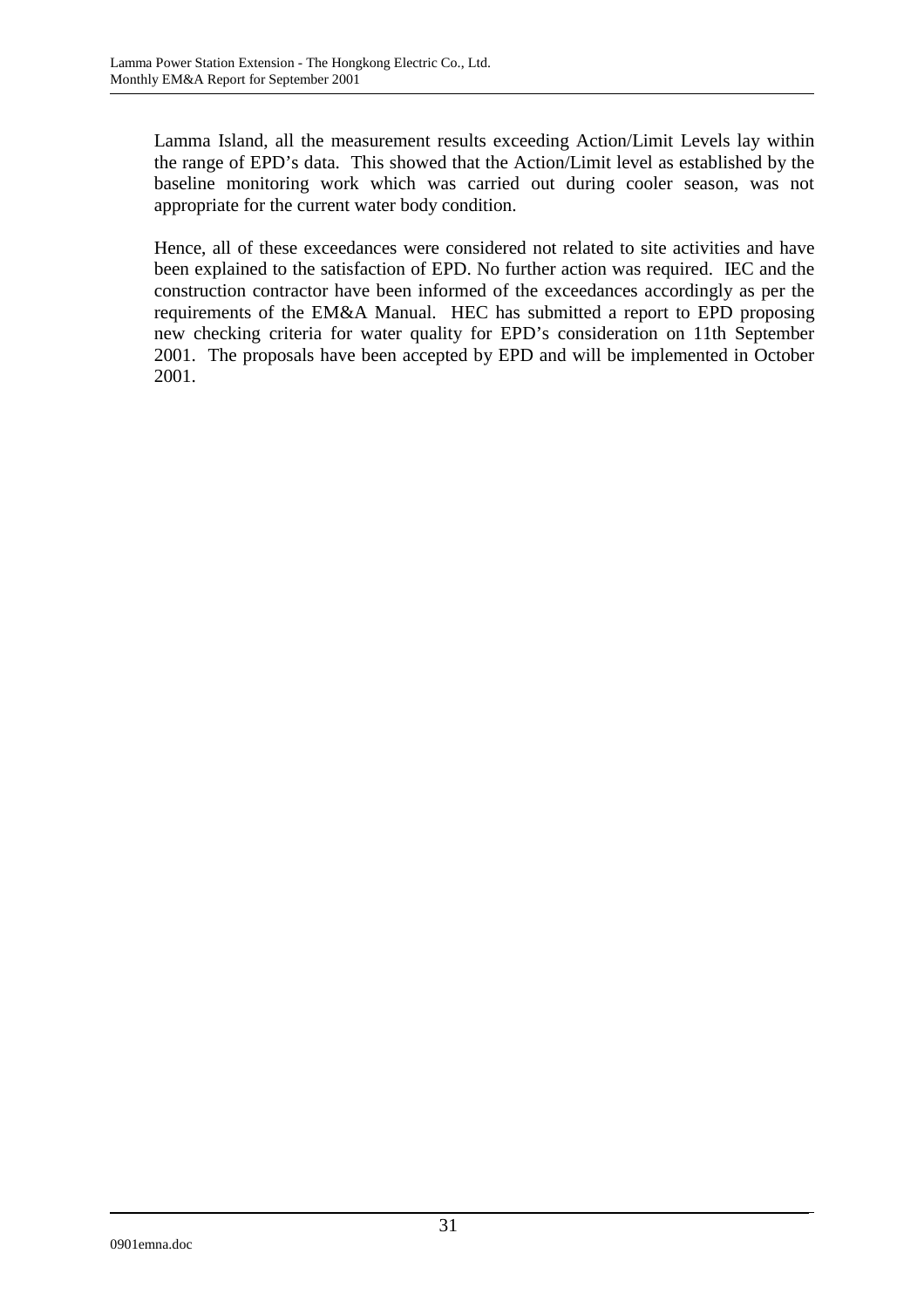Lamma Island, all the measurement results exceeding Action/Limit Levels lay within the range of EPD's data. This showed that the Action/Limit level as established by the baseline monitoring work which was carried out during cooler season, was not appropriate for the current water body condition.

Hence, all of these exceedances were considered not related to site activities and have been explained to the satisfaction of EPD. No further action was required. IEC and the construction contractor have been informed of the exceedances accordingly as per the requirements of the EM&A Manual. HEC has submitted a report to EPD proposing new checking criteria for water quality for EPD's consideration on 11th September 2001. The proposals have been accepted by EPD and will be implemented in October 2001.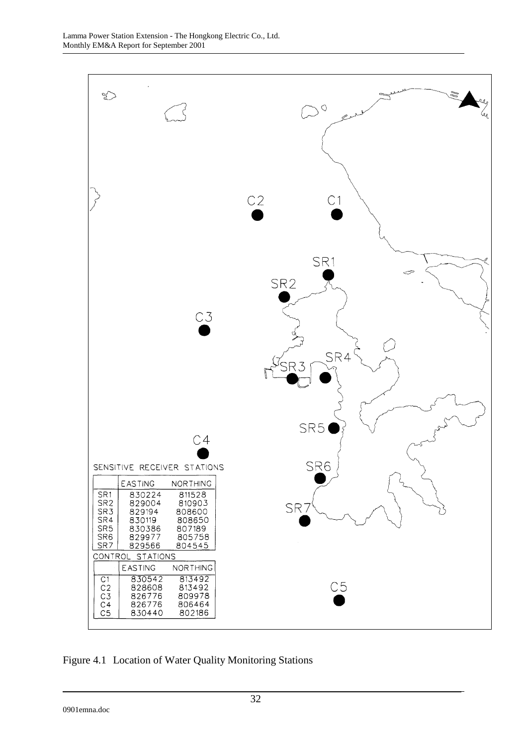SENSITIVE RECEIVER STATIONS

| | EASTING | NORTHING |
|---|---|---|
| SR1 | 830224 | 811528 |
| SR2 | 829004 | 810903 |
| SR3 | 829194 | 808600 |
| SR4 | 830119 | 808650 |
| SR5 | 830386 | 807189 |
| SR6 | 829977 | 805758 |
| SR7 | 829566 | 804545 |

CONTROL STATIONS

| | EASTING | NORTHING |
|---|---|---|
| C1 | 830542 | 813492 |
| C2 | 828608 | 813492 |
| C3 | 826776 | 809978 |
| C4 | 826776 | 806464 |
| C5 | 830440 | 802186 |

Figure 4.1 Location of Water Quality Monitoring Stations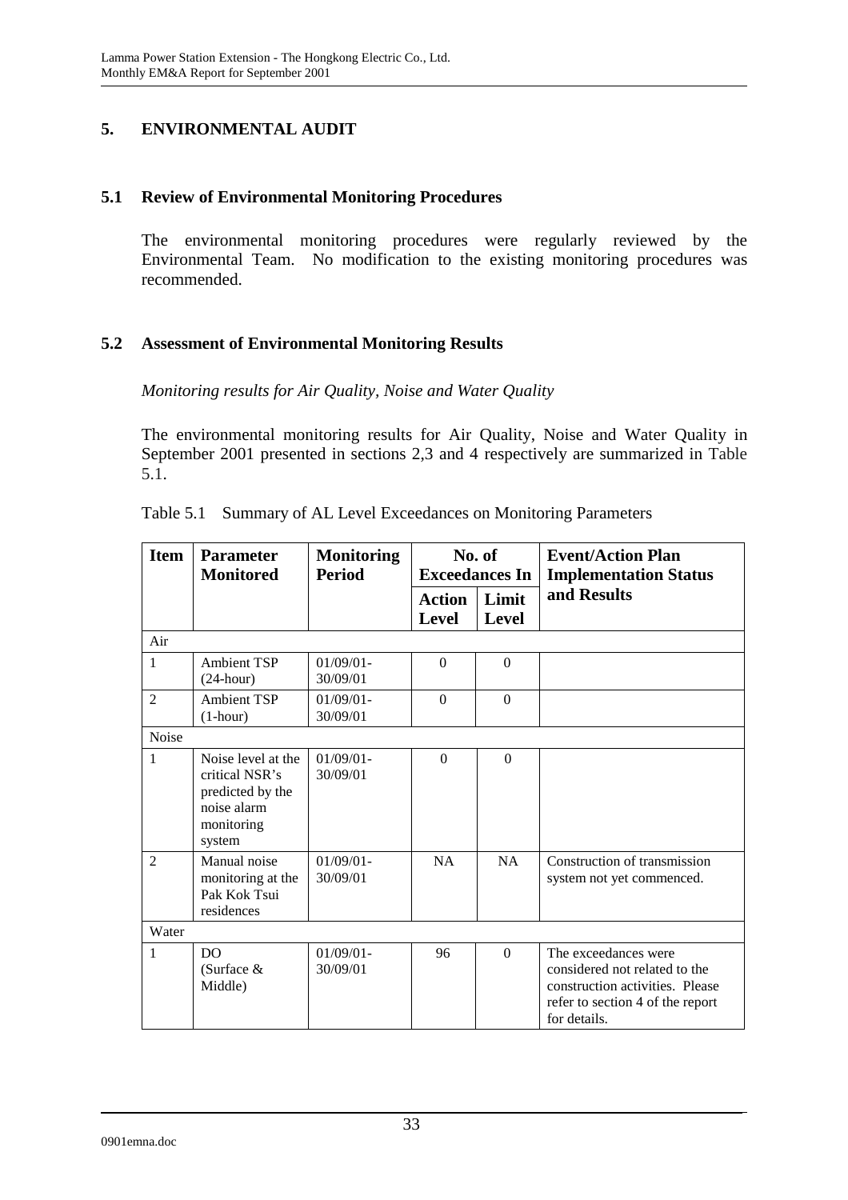## 5. ENVIRONMENTAL AUDIT

### 5.1 Review of Environmental Monitoring Procedures

The environmental monitoring procedures were regularly reviewed by the Environmental Team. No modification to the existing monitoring procedures was recommended.

### 5.2 Assessment of Environmental Monitoring Results

*Monitoring results for Air Quality, Noise and Water Quality*

The environmental monitoring results for Air Quality, Noise and Water Quality in September 2001 presented in sections 2,3 and 4 respectively are summarized in Table 5.1.

Table 5.1 Summary of AL Level Exceedances on Monitoring Parameters

| Item | Parameter Monitored | Monitoring Period | No. of Exceedances In | | Event/Action Plan Implementation Status and Results |
|---|---|---|---|---|---|
| | | | Action Level | Limit Level | |
| Air | | | | | |
| 1 | Ambient TSP (24-hour) | 01/09/01-30/09/01 | 0 | 0 | |
| 2 | Ambient TSP (1-hour) | 01/09/01-30/09/01 | 0 | 0 | |
| Noise | | | | | |
| 1 | Noise level at the critical NSR's predicted by the noise alarm monitoring system | 01/09/01-30/09/01 | 0 | 0 | |
| 2 | Manual noise monitoring at the Pak Kok Tsui residences | 01/09/01-30/09/01 | NA | NA | Construction of transmission system not yet commenced. |
| Water | | | | | |
| 1 | DO (Surface & Middle) | 01/09/01-30/09/01 | 96 | 0 | The exceedances were considered not related to the construction activities. Please refer to section 4 of the report for details. |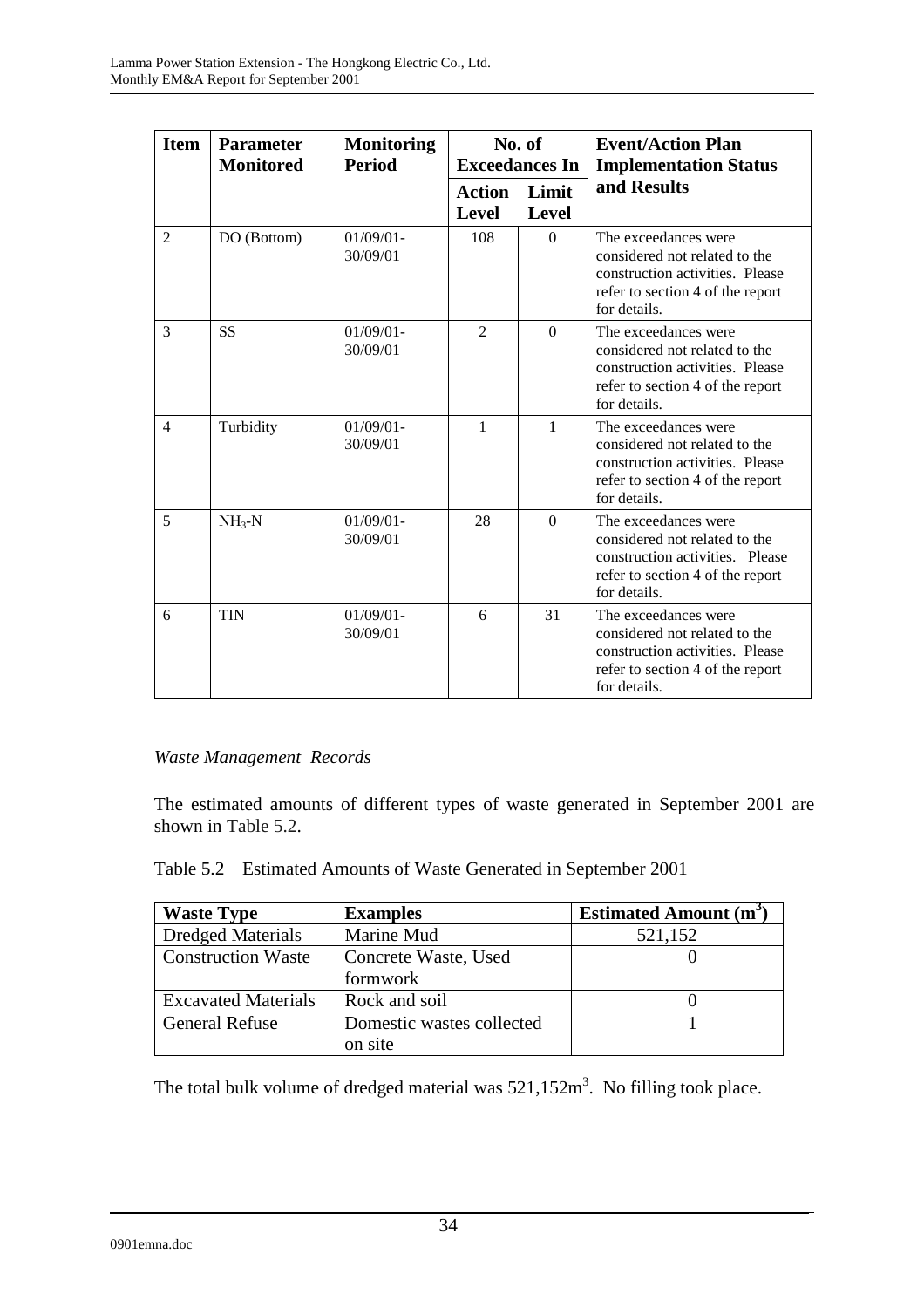| Item | Parameter Monitored | Monitoring Period | No. of Exceedances In | | Event/Action Plan Implementation Status and Results |
|---|---|---|---|---|---|
| | | | Action Level | Limit Level | |
| 2 | DO (Bottom) | 01/09/01-30/09/01 | 108 | 0 | The exceedances were considered not related to the construction activities. Please refer to section 4 of the report for details. |
| 3 | SS | 01/09/01-30/09/01 | 2 | 0 | The exceedances were considered not related to the construction activities. Please refer to section 4 of the report for details. |
| 4 | Turbidity | 01/09/01-30/09/01 | 1 | 1 | The exceedances were considered not related to the construction activities. Please refer to section 4 of the report for details. |
| 5 | $NH_3$-N | 01/09/01-30/09/01 | 28 | 0 | The exceedances were considered not related to the construction activities. Please refer to section 4 of the report for details. |
| 6 | TIN | 01/09/01-30/09/01 | 6 | 31 | The exceedances were considered not related to the construction activities. Please refer to section 4 of the report for details. |

*Waste Management Records*

The estimated amounts of different types of waste generated in September 2001 are shown in Table 5.2.

Table 5.2 Estimated Amounts of Waste Generated in September 2001

| Waste Type | Examples | Estimated Amount ($m^3$) |
|---|---|---|
| Dredged Materials | Marine Mud | 521,152 |
| Construction Waste | Concrete Waste, Used formwork | 0 |
| Excavated Materials | Rock and soil | 0 |
| General Refuse | Domestic wastes collected on site | 1 |

The total bulk volume of dredged material was 521,152$m^3$. No filling took place.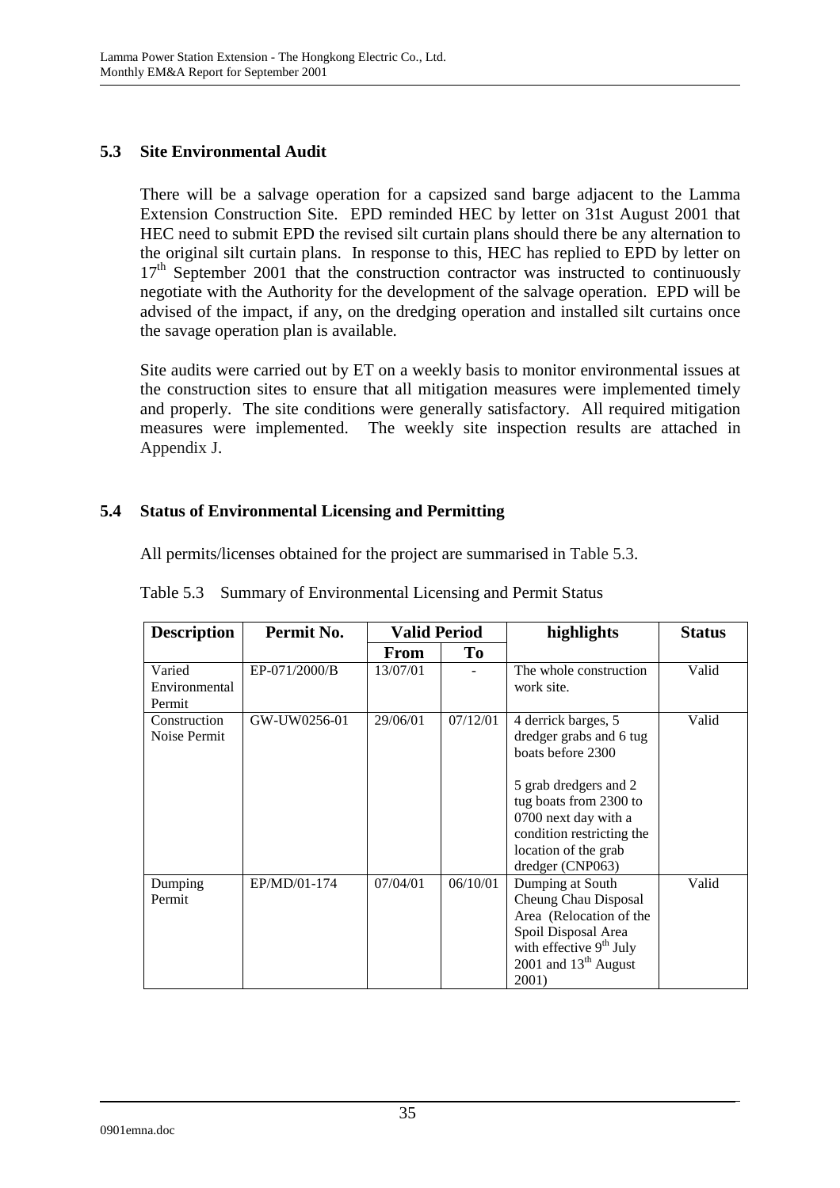### 5.3 Site Environmental Audit

There will be a salvage operation for a capsized sand barge adjacent to the Lamma Extension Construction Site. EPD reminded HEC by letter on 31st August 2001 that HEC need to submit EPD the revised silt curtain plans should there be any alternation to the original silt curtain plans. In response to this, HEC has replied to EPD by letter on 17th September 2001 that the construction contractor was instructed to continuously negotiate with the Authority for the development of the salvage operation. EPD will be advised of the impact, if any, on the dredging operation and installed silt curtains once the savage operation plan is available.

Site audits were carried out by ET on a weekly basis to monitor environmental issues at the construction sites to ensure that all mitigation measures were implemented timely and properly. The site conditions were generally satisfactory. All required mitigation measures were implemented. The weekly site inspection results are attached in Appendix J.

### 5.4 Status of Environmental Licensing and Permitting

All permits/licenses obtained for the project are summarised in Table 5.3.

Table 5.3 Summary of Environmental Licensing and Permit Status

| Description | Permit No. | Valid Period | | highlights | Status |
|---|---|---|---|---|---|
| | | From | To | | |
| Varied Environmental Permit | EP-071/2000/B | 13/07/01 | - | The whole construction work site. | Valid |
| Construction Noise Permit | GW-UW0256-01 | 29/06/01 | 07/12/01 | 4 derrick barges, 5 dredger grabs and 6 tug boats before 2300<br><br>5 grab dredgers and 2 tug boats from 2300 to 0700 next day with a condition restricting the location of the grab dredger (CNP063) | Valid |
| Dumping Permit | EP/MD/01-174 | 07/04/01 | 06/10/01 | Dumping at South Cheung Chau Disposal Area (Relocation of the Spoil Disposal Area with effective 9th July 2001 and 13th August 2001) | Valid |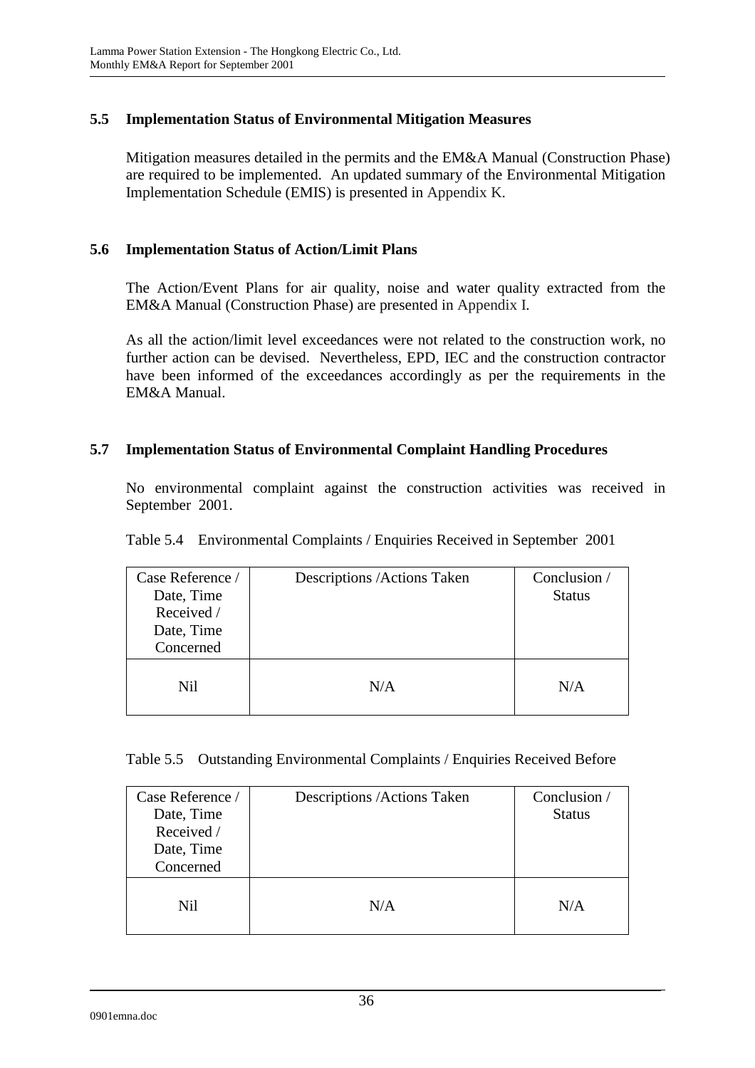### 5.5 Implementation Status of Environmental Mitigation Measures

Mitigation measures detailed in the permits and the EM&A Manual (Construction Phase) are required to be implemented. An updated summary of the Environmental Mitigation Implementation Schedule (EMIS) is presented in Appendix K.

### 5.6 Implementation Status of Action/Limit Plans

The Action/Event Plans for air quality, noise and water quality extracted from the EM&A Manual (Construction Phase) are presented in Appendix I.

As all the action/limit level exceedances were not related to the construction work, no further action can be devised. Nevertheless, EPD, IEC and the construction contractor have been informed of the exceedances accordingly as per the requirements in the EM&A Manual.

### 5.7 Implementation Status of Environmental Complaint Handling Procedures

No environmental complaint against the construction activities was received in September 2001.

Table 5.4 Environmental Complaints / Enquiries Received in September 2001

| Case Reference / Date, Time Received / Date, Time Concerned | Descriptions /Actions Taken | Conclusion / Status |
|---|---|---|
| Nil | N/A | N/A |

Table 5.5 Outstanding Environmental Complaints / Enquiries Received Before

| Case Reference / Date, Time Received / Date, Time Concerned | Descriptions /Actions Taken | Conclusion / Status |
|---|---|---|
| Nil | N/A | N/A |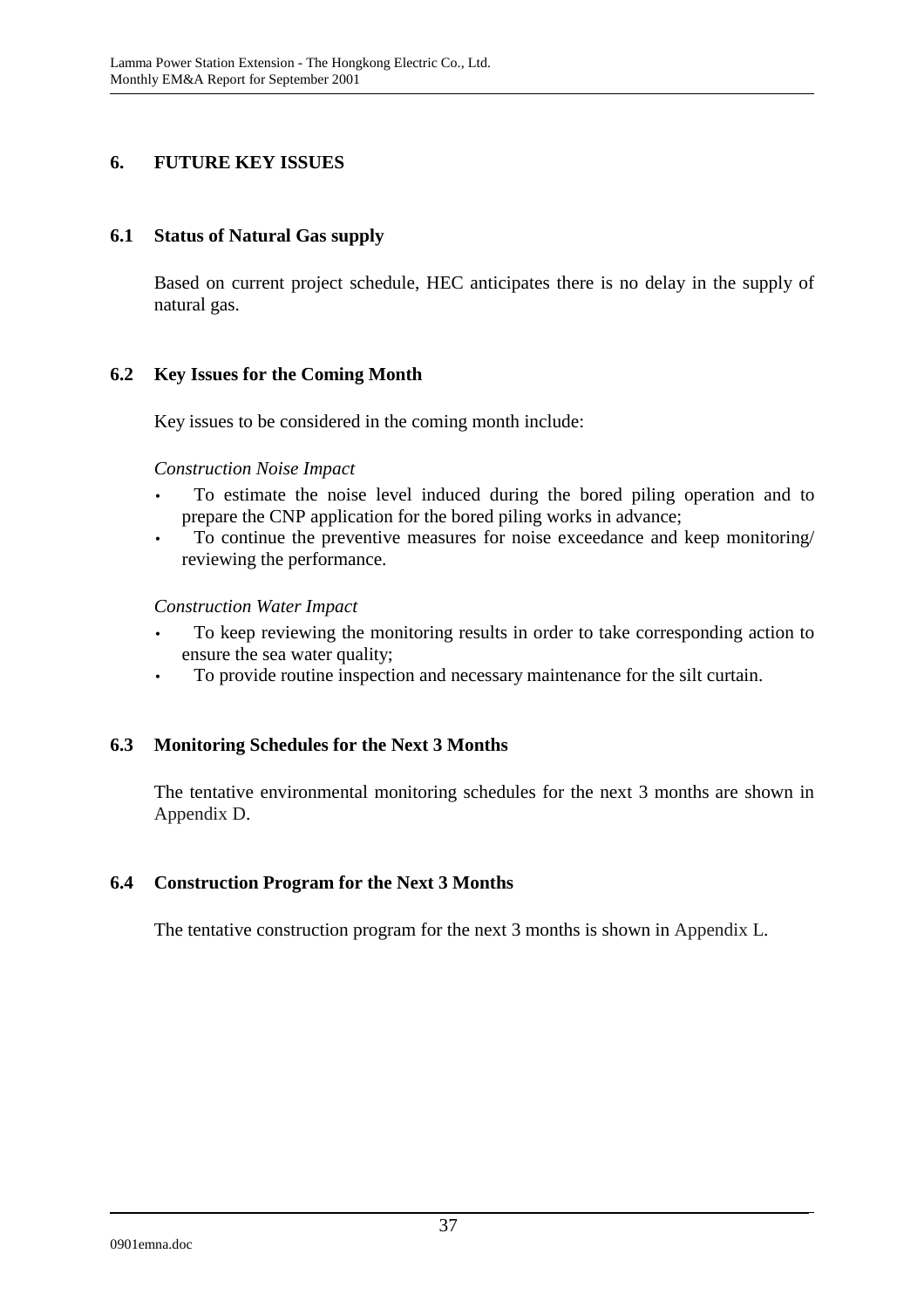# 6. FUTURE KEY ISSUES

## 6.1 Status of Natural Gas supply

Based on current project schedule, HEC anticipates there is no delay in the supply of natural gas.

## 6.2 Key Issues for the Coming Month

Key issues to be considered in the coming month include:

*Construction Noise Impact*

- To estimate the noise level induced during the bored piling operation and to prepare the CNP application for the bored piling works in advance;
- To continue the preventive measures for noise exceedance and keep monitoring/ reviewing the performance.

*Construction Water Impact*

- To keep reviewing the monitoring results in order to take corresponding action to ensure the sea water quality;
- To provide routine inspection and necessary maintenance for the silt curtain.

## 6.3 Monitoring Schedules for the Next 3 Months

The tentative environmental monitoring schedules for the next 3 months are shown in Appendix D.

## 6.4 Construction Program for the Next 3 Months

The tentative construction program for the next 3 months is shown in Appendix L.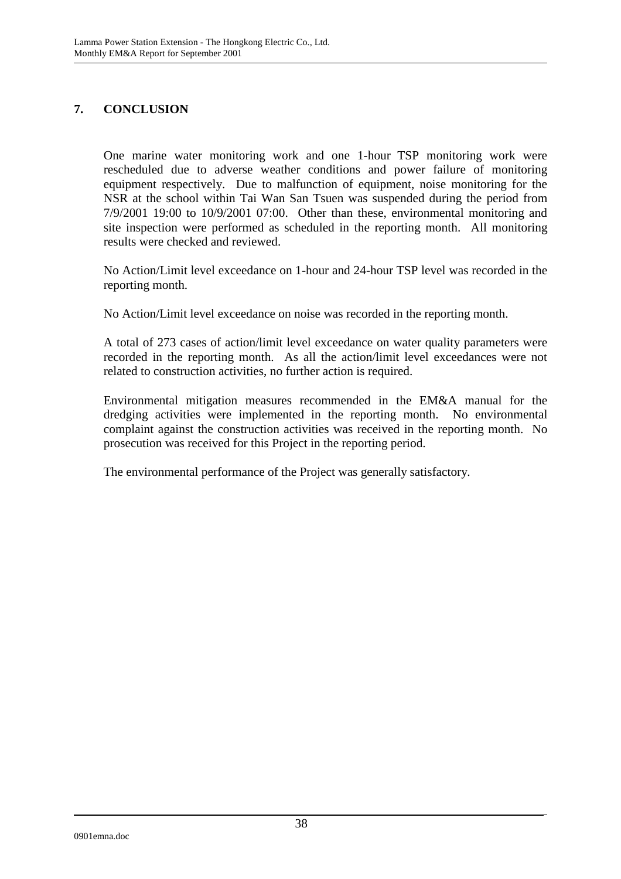## 7. CONCLUSION

One marine water monitoring work and one 1-hour TSP monitoring work were rescheduled due to adverse weather conditions and power failure of monitoring equipment respectively. Due to malfunction of equipment, noise monitoring for the NSR at the school within Tai Wan San Tsuen was suspended during the period from 7/9/2001 19:00 to 10/9/2001 07:00. Other than these, environmental monitoring and site inspection were performed as scheduled in the reporting month. All monitoring results were checked and reviewed.

No Action/Limit level exceedance on 1-hour and 24-hour TSP level was recorded in the reporting month.

No Action/Limit level exceedance on noise was recorded in the reporting month.

A total of 273 cases of action/limit level exceedance on water quality parameters were recorded in the reporting month. As all the action/limit level exceedances were not related to construction activities, no further action is required.

Environmental mitigation measures recommended in the EM&A manual for the dredging activities were implemented in the reporting month. No environmental complaint against the construction activities was received in the reporting month. No prosecution was received for this Project in the reporting period.

The environmental performance of the Project was generally satisfactory.